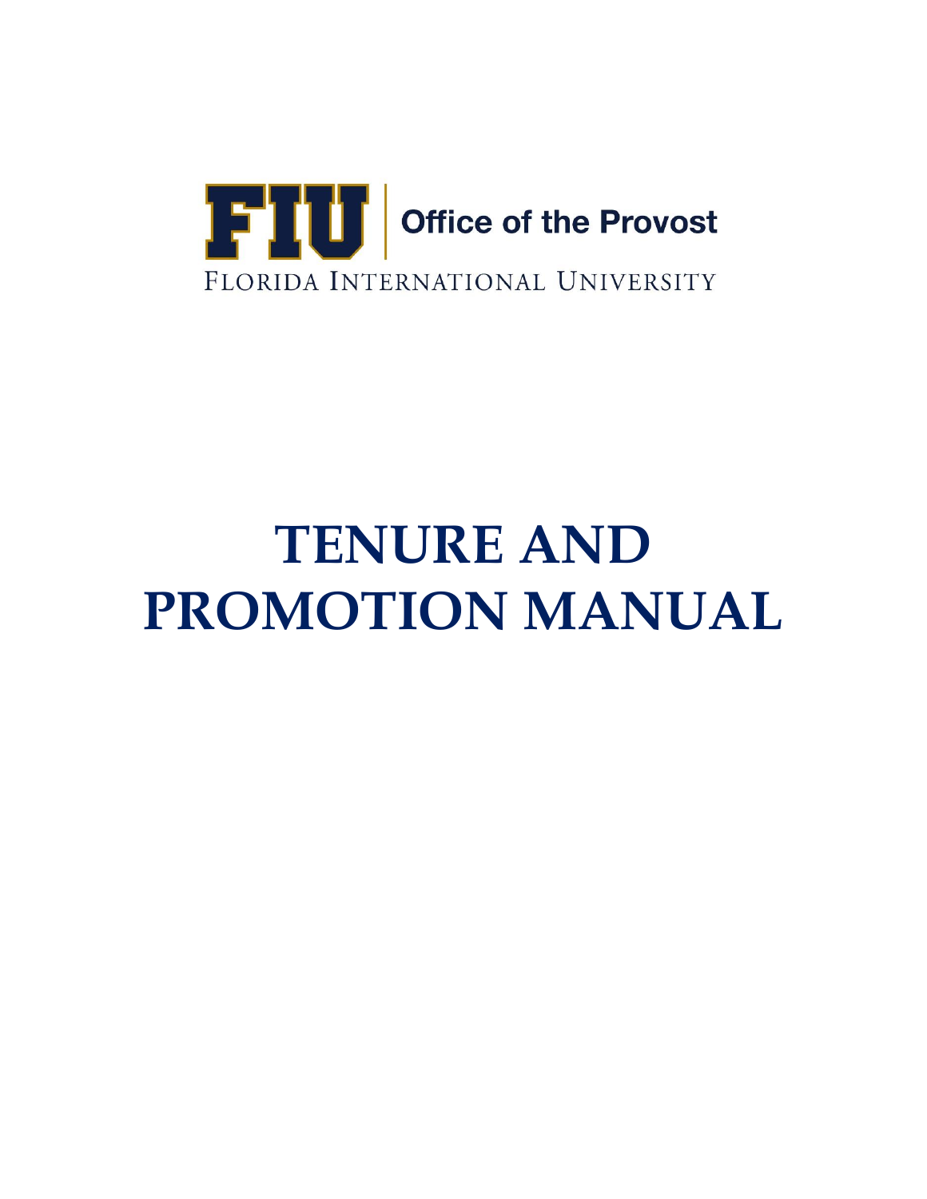FIU | Office of the Provost

FLORIDA INTERNATIONAL UNIVERSITY

# TENURE AND PROMOTION MANUAL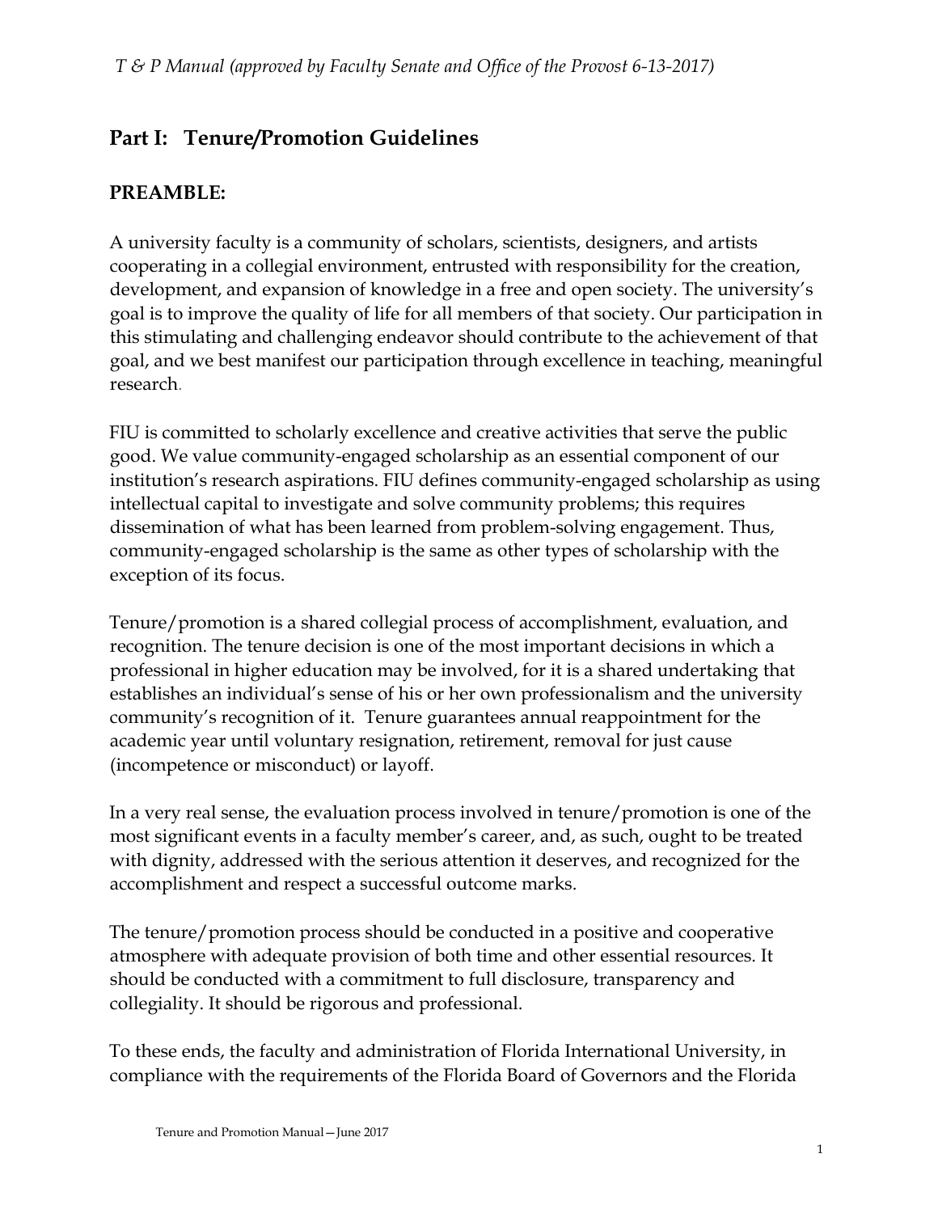# Part I: Tenure/Promotion Guidelines

## PREAMBLE:

A university faculty is a community of scholars, scientists, designers, and artists cooperating in a collegial environment, entrusted with responsibility for the creation, development, and expansion of knowledge in a free and open society. The university's goal is to improve the quality of life for all members of that society. Our participation in this stimulating and challenging endeavor should contribute to the achievement of that goal, and we best manifest our participation through excellence in teaching, meaningful research.

FIU is committed to scholarly excellence and creative activities that serve the public good. We value community-engaged scholarship as an essential component of our institution's research aspirations. FIU defines community-engaged scholarship as using intellectual capital to investigate and solve community problems; this requires dissemination of what has been learned from problem-solving engagement. Thus, community-engaged scholarship is the same as other types of scholarship with the exception of its focus.

Tenure/promotion is a shared collegial process of accomplishment, evaluation, and recognition. The tenure decision is one of the most important decisions in which a professional in higher education may be involved, for it is a shared undertaking that establishes an individual's sense of his or her own professionalism and the university community's recognition of it. Tenure guarantees annual reappointment for the academic year until voluntary resignation, retirement, removal for just cause (incompetence or misconduct) or layoff.

In a very real sense, the evaluation process involved in tenure/promotion is one of the most significant events in a faculty member's career, and, as such, ought to be treated with dignity, addressed with the serious attention it deserves, and recognized for the accomplishment and respect a successful outcome marks.

The tenure/promotion process should be conducted in a positive and cooperative atmosphere with adequate provision of both time and other essential resources. It should be conducted with a commitment to full disclosure, transparency and collegiality. It should be rigorous and professional.

To these ends, the faculty and administration of Florida International University, in compliance with the requirements of the Florida Board of Governors and the Florida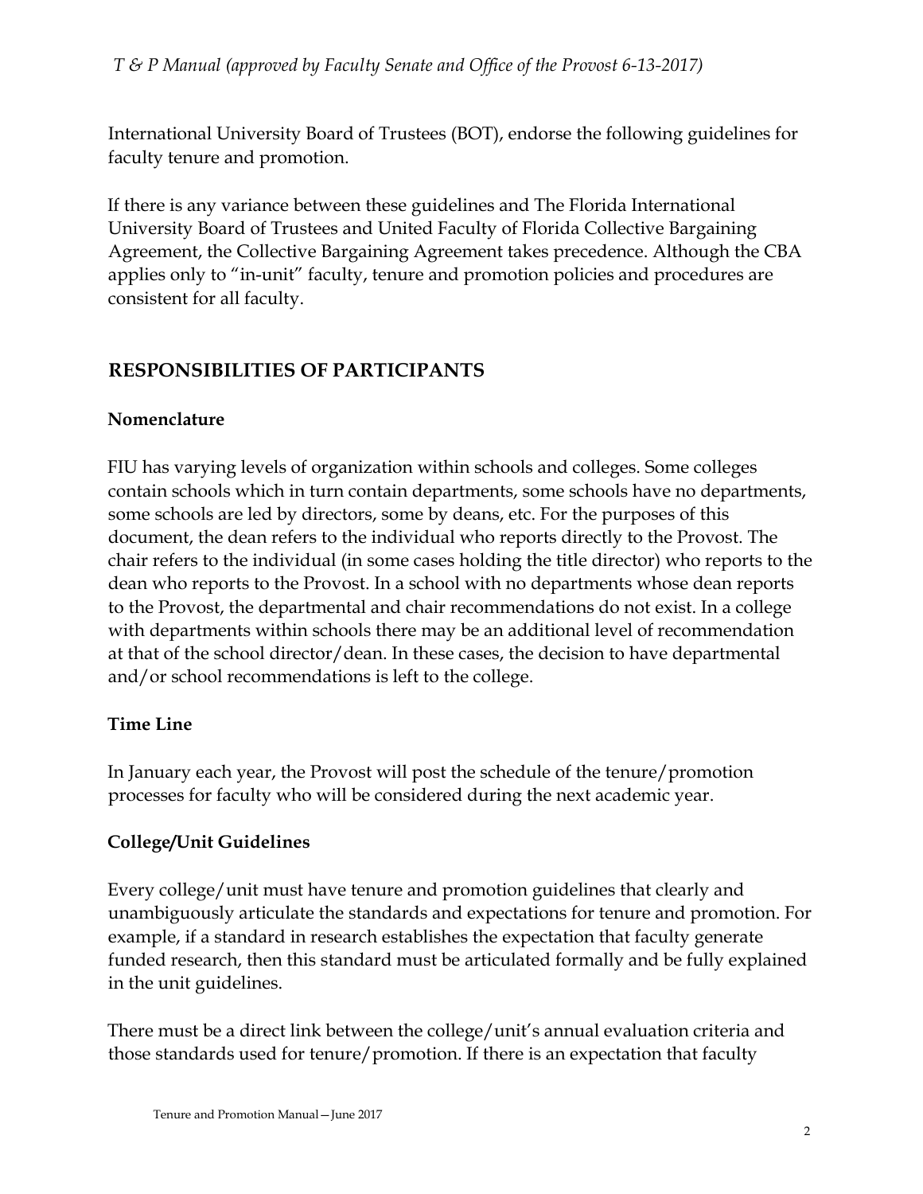International University Board of Trustees (BOT), endorse the following guidelines for faculty tenure and promotion.

If there is any variance between these guidelines and The Florida International University Board of Trustees and United Faculty of Florida Collective Bargaining Agreement, the Collective Bargaining Agreement takes precedence. Although the CBA applies only to "in-unit" faculty, tenure and promotion policies and procedures are consistent for all faculty.

## RESPONSIBILITIES OF PARTICIPANTS

### Nomenclature

FIU has varying levels of organization within schools and colleges. Some colleges contain schools which in turn contain departments, some schools have no departments, some schools are led by directors, some by deans, etc. For the purposes of this document, the dean refers to the individual who reports directly to the Provost. The chair refers to the individual (in some cases holding the title director) who reports to the dean who reports to the Provost. In a school with no departments whose dean reports to the Provost, the departmental and chair recommendations do not exist. In a college with departments within schools there may be an additional level of recommendation at that of the school director/dean. In these cases, the decision to have departmental and/or school recommendations is left to the college.

### Time Line

In January each year, the Provost will post the schedule of the tenure/promotion processes for faculty who will be considered during the next academic year.

### College/Unit Guidelines

Every college/unit must have tenure and promotion guidelines that clearly and unambiguously articulate the standards and expectations for tenure and promotion. For example, if a standard in research establishes the expectation that faculty generate funded research, then this standard must be articulated formally and be fully explained in the unit guidelines.

There must be a direct link between the college/unit's annual evaluation criteria and those standards used for tenure/promotion. If there is an expectation that faculty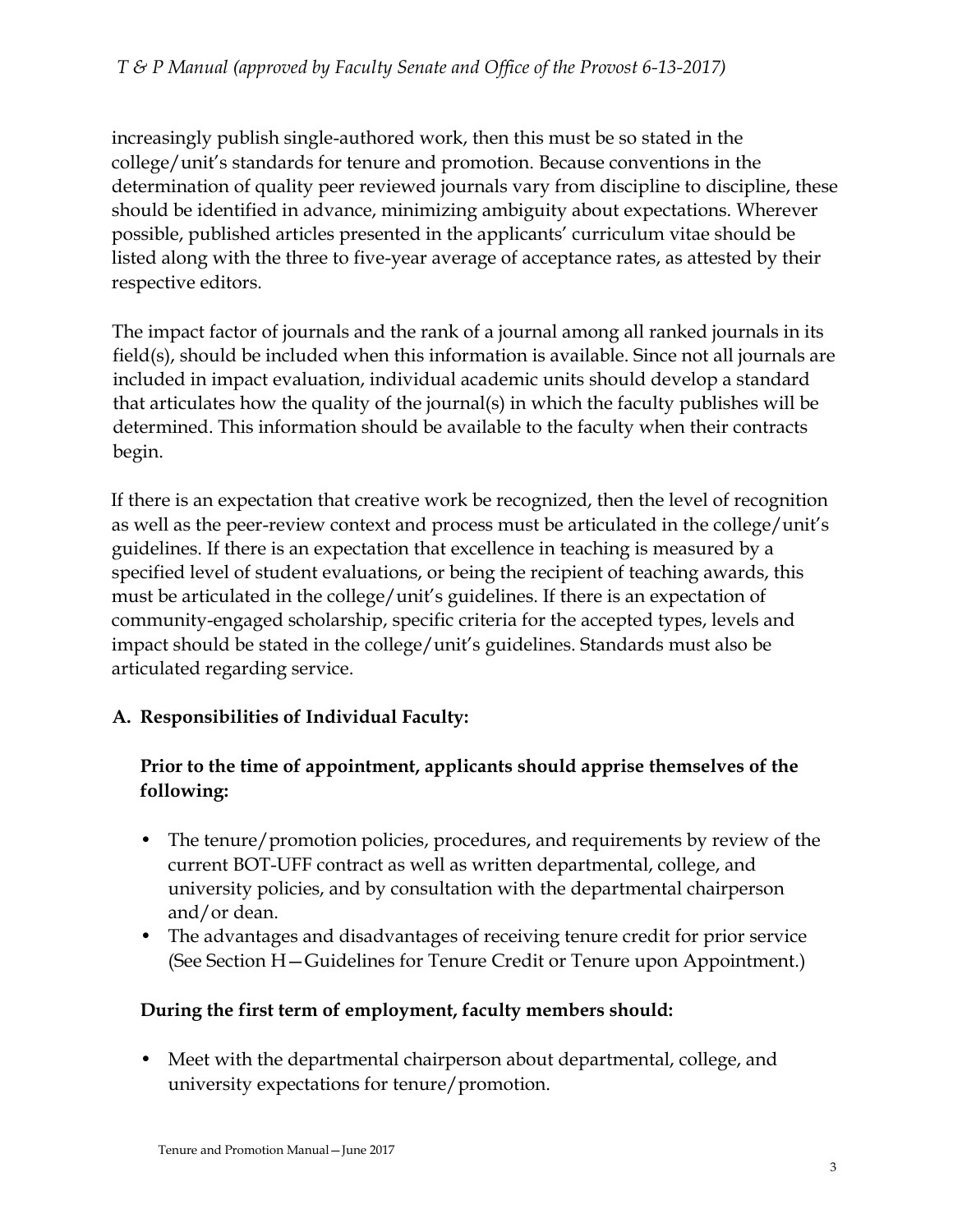increasingly publish single-authored work, then this must be so stated in the college/unit's standards for tenure and promotion. Because conventions in the determination of quality peer reviewed journals vary from discipline to discipline, these should be identified in advance, minimizing ambiguity about expectations. Wherever possible, published articles presented in the applicants' curriculum vitae should be listed along with the three to five-year average of acceptance rates, as attested by their respective editors.

The impact factor of journals and the rank of a journal among all ranked journals in its field(s), should be included when this information is available. Since not all journals are included in impact evaluation, individual academic units should develop a standard that articulates how the quality of the journal(s) in which the faculty publishes will be determined. This information should be available to the faculty when their contracts begin.

If there is an expectation that creative work be recognized, then the level of recognition as well as the peer-review context and process must be articulated in the college/unit's guidelines. If there is an expectation that excellence in teaching is measured by a specified level of student evaluations, or being the recipient of teaching awards, this must be articulated in the college/unit's guidelines. If there is an expectation of community-engaged scholarship, specific criteria for the accepted types, levels and impact should be stated in the college/unit's guidelines. Standards must also be articulated regarding service.

## A. Responsibilities of Individual Faculty:

**Prior to the time of appointment, applicants should apprise themselves of the following:**

- The tenure/promotion policies, procedures, and requirements by review of the current BOT-UFF contract as well as written departmental, college, and university policies, and by consultation with the departmental chairperson and/or dean.
- The advantages and disadvantages of receiving tenure credit for prior service (See Section H—Guidelines for Tenure Credit or Tenure upon Appointment.)

**During the first term of employment, faculty members should:**

- Meet with the departmental chairperson about departmental, college, and university expectations for tenure/promotion.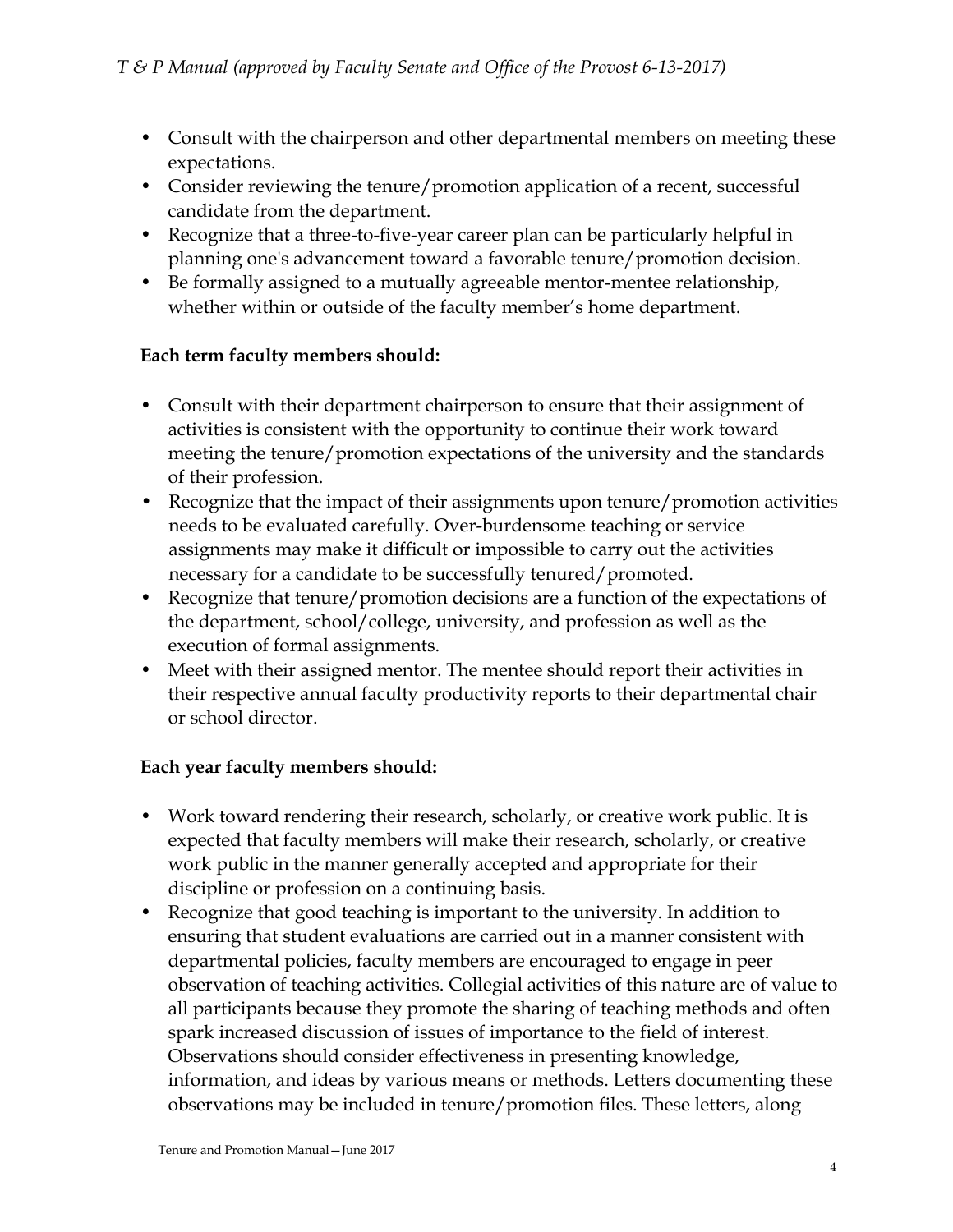- Consult with the chairperson and other departmental members on meeting these expectations.
- Consider reviewing the tenure/promotion application of a recent, successful candidate from the department.
- Recognize that a three-to-five-year career plan can be particularly helpful in planning one's advancement toward a favorable tenure/promotion decision.
- Be formally assigned to a mutually agreeable mentor-mentee relationship, whether within or outside of the faculty member's home department.

**Each term faculty members should:**

- Consult with their department chairperson to ensure that their assignment of activities is consistent with the opportunity to continue their work toward meeting the tenure/promotion expectations of the university and the standards of their profession.
- Recognize that the impact of their assignments upon tenure/promotion activities needs to be evaluated carefully. Over-burdensome teaching or service assignments may make it difficult or impossible to carry out the activities necessary for a candidate to be successfully tenured/promoted.
- Recognize that tenure/promotion decisions are a function of the expectations of the department, school/college, university, and profession as well as the execution of formal assignments.
- Meet with their assigned mentor. The mentee should report their activities in their respective annual faculty productivity reports to their departmental chair or school director.

**Each year faculty members should:**

- Work toward rendering their research, scholarly, or creative work public. It is expected that faculty members will make their research, scholarly, or creative work public in the manner generally accepted and appropriate for their discipline or profession on a continuing basis.
- Recognize that good teaching is important to the university. In addition to ensuring that student evaluations are carried out in a manner consistent with departmental policies, faculty members are encouraged to engage in peer observation of teaching activities. Collegial activities of this nature are of value to all participants because they promote the sharing of teaching methods and often spark increased discussion of issues of importance to the field of interest. Observations should consider effectiveness in presenting knowledge, information, and ideas by various means or methods. Letters documenting these observations may be included in tenure/promotion files. These letters, along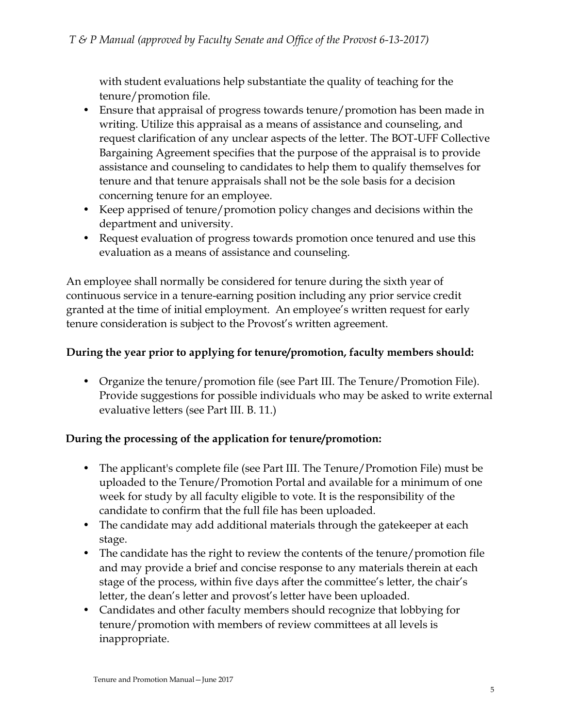with student evaluations help substantiate the quality of teaching for the tenure/promotion file.

- Ensure that appraisal of progress towards tenure/promotion has been made in writing. Utilize this appraisal as a means of assistance and counseling, and request clarification of any unclear aspects of the letter. The BOT-UFF Collective Bargaining Agreement specifies that the purpose of the appraisal is to provide assistance and counseling to candidates to help them to qualify themselves for tenure and that tenure appraisals shall not be the sole basis for a decision concerning tenure for an employee.
- Keep apprised of tenure/promotion policy changes and decisions within the department and university.
- Request evaluation of progress towards promotion once tenured and use this evaluation as a means of assistance and counseling.

An employee shall normally be considered for tenure during the sixth year of continuous service in a tenure-earning position including any prior service credit granted at the time of initial employment. An employee's written request for early tenure consideration is subject to the Provost's written agreement.

**During the year prior to applying for tenure/promotion, faculty members should:**

- Organize the tenure/promotion file (see Part III. The Tenure/Promotion File). Provide suggestions for possible individuals who may be asked to write external evaluative letters (see Part III. B. 11.)

**During the processing of the application for tenure/promotion:**

- The applicant's complete file (see Part III. The Tenure/Promotion File) must be uploaded to the Tenure/Promotion Portal and available for a minimum of one week for study by all faculty eligible to vote. It is the responsibility of the candidate to confirm that the full file has been uploaded.
- The candidate may add additional materials through the gatekeeper at each stage.
- The candidate has the right to review the contents of the tenure/promotion file and may provide a brief and concise response to any materials therein at each stage of the process, within five days after the committee's letter, the chair's letter, the dean's letter and provost's letter have been uploaded.
- Candidates and other faculty members should recognize that lobbying for tenure/promotion with members of review committees at all levels is inappropriate.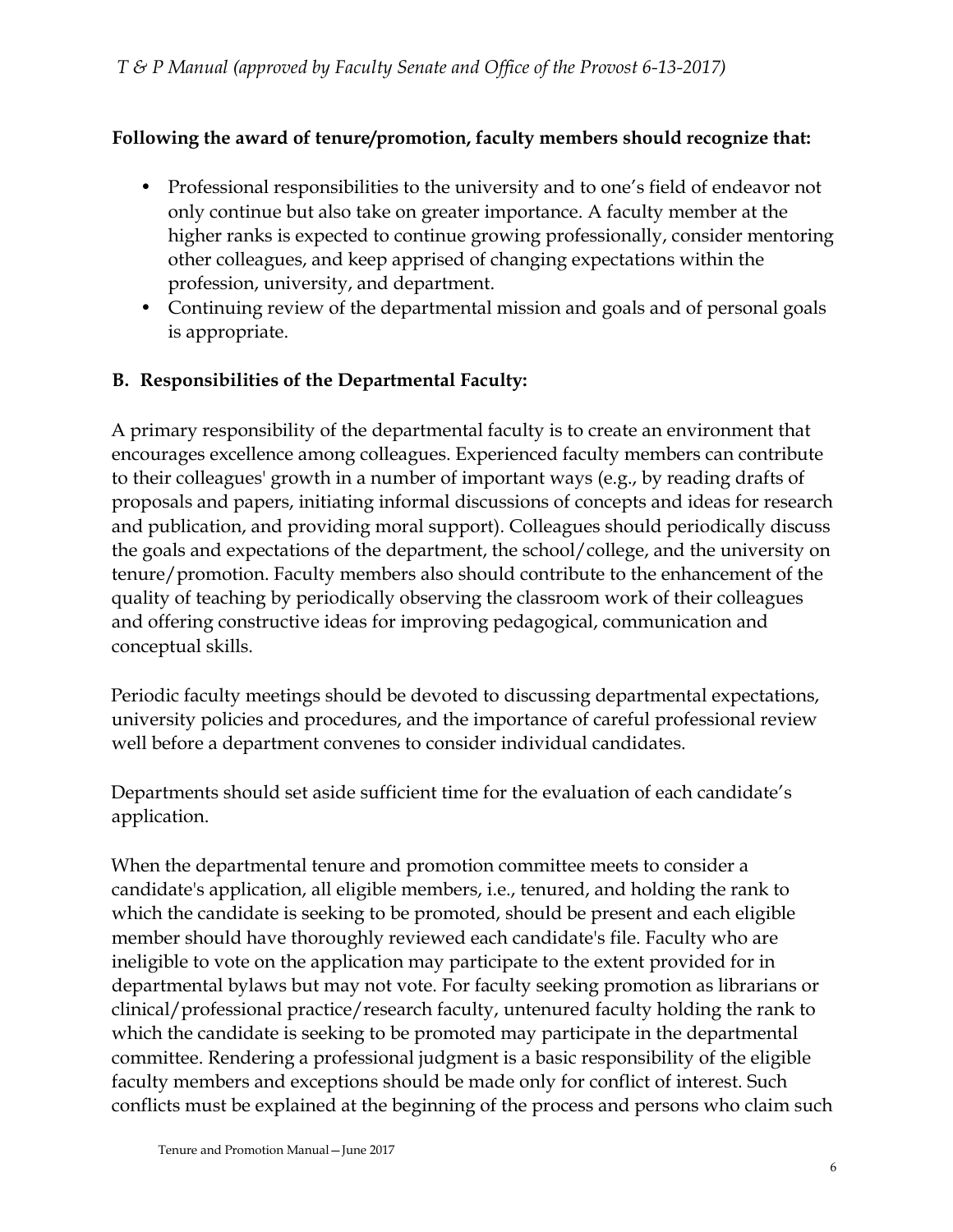**Following the award of tenure/promotion, faculty members should recognize that:**

- Professional responsibilities to the university and to one's field of endeavor not only continue but also take on greater importance. A faculty member at the higher ranks is expected to continue growing professionally, consider mentoring other colleagues, and keep apprised of changing expectations within the profession, university, and department.
- Continuing review of the departmental mission and goals and of personal goals is appropriate.

### B. Responsibilities of the Departmental Faculty:

A primary responsibility of the departmental faculty is to create an environment that encourages excellence among colleagues. Experienced faculty members can contribute to their colleagues' growth in a number of important ways (e.g., by reading drafts of proposals and papers, initiating informal discussions of concepts and ideas for research and publication, and providing moral support). Colleagues should periodically discuss the goals and expectations of the department, the school/college, and the university on tenure/promotion. Faculty members also should contribute to the enhancement of the quality of teaching by periodically observing the classroom work of their colleagues and offering constructive ideas for improving pedagogical, communication and conceptual skills.

Periodic faculty meetings should be devoted to discussing departmental expectations, university policies and procedures, and the importance of careful professional review well before a department convenes to consider individual candidates.

Departments should set aside sufficient time for the evaluation of each candidate's application.

When the departmental tenure and promotion committee meets to consider a candidate's application, all eligible members, i.e., tenured, and holding the rank to which the candidate is seeking to be promoted, should be present and each eligible member should have thoroughly reviewed each candidate's file. Faculty who are ineligible to vote on the application may participate to the extent provided for in departmental bylaws but may not vote. For faculty seeking promotion as librarians or clinical/professional practice/research faculty, untenured faculty holding the rank to which the candidate is seeking to be promoted may participate in the departmental committee. Rendering a professional judgment is a basic responsibility of the eligible faculty members and exceptions should be made only for conflict of interest. Such conflicts must be explained at the beginning of the process and persons who claim such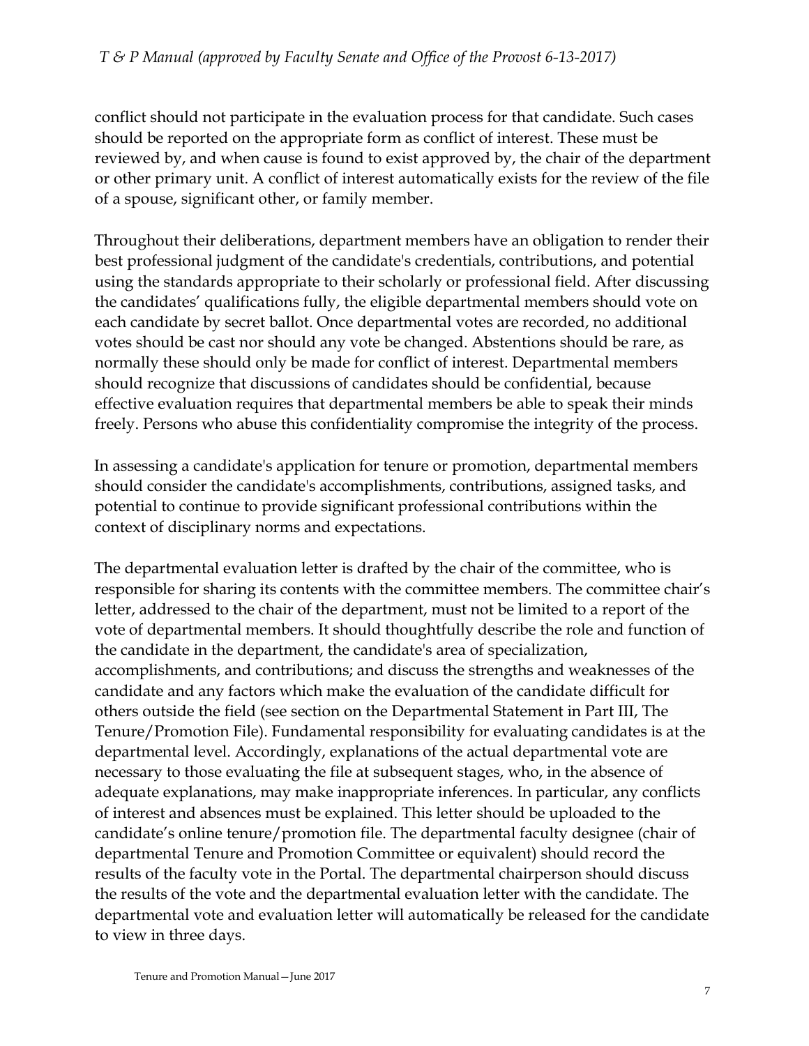conflict should not participate in the evaluation process for that candidate. Such cases should be reported on the appropriate form as conflict of interest. These must be reviewed by, and when cause is found to exist approved by, the chair of the department or other primary unit. A conflict of interest automatically exists for the review of the file of a spouse, significant other, or family member.

Throughout their deliberations, department members have an obligation to render their best professional judgment of the candidate's credentials, contributions, and potential using the standards appropriate to their scholarly or professional field. After discussing the candidates' qualifications fully, the eligible departmental members should vote on each candidate by secret ballot. Once departmental votes are recorded, no additional votes should be cast nor should any vote be changed. Abstentions should be rare, as normally these should only be made for conflict of interest. Departmental members should recognize that discussions of candidates should be confidential, because effective evaluation requires that departmental members be able to speak their minds freely. Persons who abuse this confidentiality compromise the integrity of the process.

In assessing a candidate's application for tenure or promotion, departmental members should consider the candidate's accomplishments, contributions, assigned tasks, and potential to continue to provide significant professional contributions within the context of disciplinary norms and expectations.

The departmental evaluation letter is drafted by the chair of the committee, who is responsible for sharing its contents with the committee members. The committee chair's letter, addressed to the chair of the department, must not be limited to a report of the vote of departmental members. It should thoughtfully describe the role and function of the candidate in the department, the candidate's area of specialization, accomplishments, and contributions; and discuss the strengths and weaknesses of the candidate and any factors which make the evaluation of the candidate difficult for others outside the field (see section on the Departmental Statement in Part III, The Tenure/Promotion File). Fundamental responsibility for evaluating candidates is at the departmental level. Accordingly, explanations of the actual departmental vote are necessary to those evaluating the file at subsequent stages, who, in the absence of adequate explanations, may make inappropriate inferences. In particular, any conflicts of interest and absences must be explained. This letter should be uploaded to the candidate's online tenure/promotion file. The departmental faculty designee (chair of departmental Tenure and Promotion Committee or equivalent) should record the results of the faculty vote in the Portal. The departmental chairperson should discuss the results of the vote and the departmental evaluation letter with the candidate. The departmental vote and evaluation letter will automatically be released for the candidate to view in three days.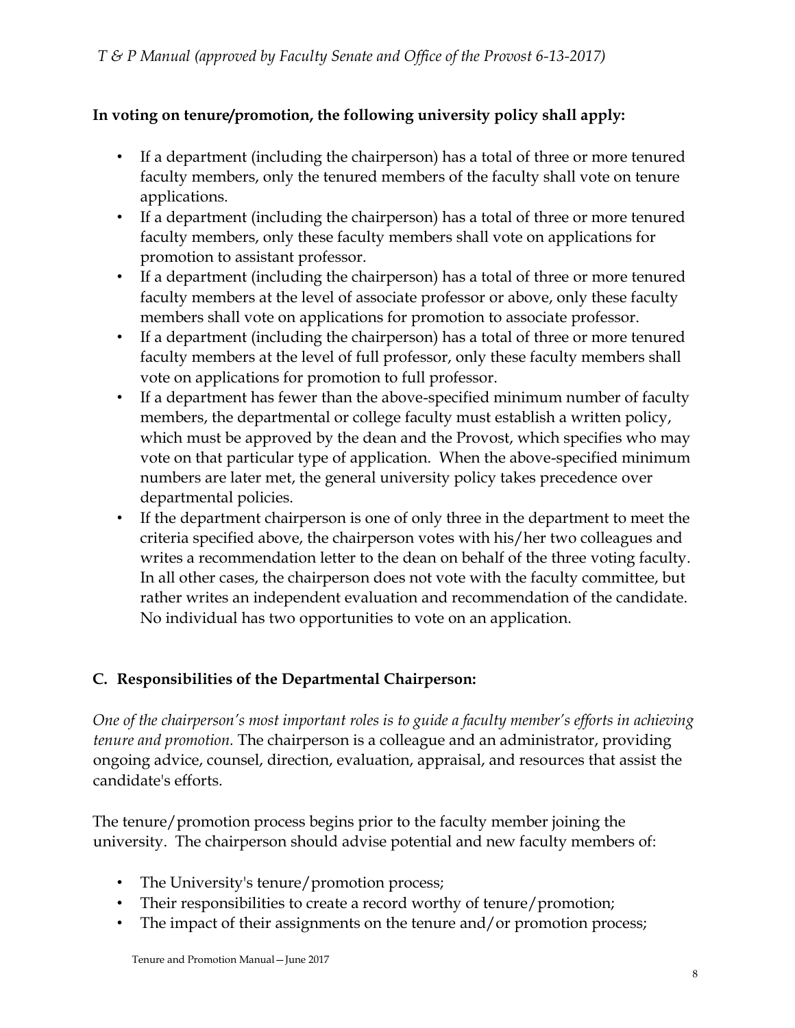**In voting on tenure/promotion, the following university policy shall apply:**

- If a department (including the chairperson) has a total of three or more tenured faculty members, only the tenured members of the faculty shall vote on tenure applications.
- If a department (including the chairperson) has a total of three or more tenured faculty members, only these faculty members shall vote on applications for promotion to assistant professor.
- If a department (including the chairperson) has a total of three or more tenured faculty members at the level of associate professor or above, only these faculty members shall vote on applications for promotion to associate professor.
- If a department (including the chairperson) has a total of three or more tenured faculty members at the level of full professor, only these faculty members shall vote on applications for promotion to full professor.
- If a department has fewer than the above-specified minimum number of faculty members, the departmental or college faculty must establish a written policy, which must be approved by the dean and the Provost, which specifies who may vote on that particular type of application. When the above-specified minimum numbers are later met, the general university policy takes precedence over departmental policies.
- If the department chairperson is one of only three in the department to meet the criteria specified above, the chairperson votes with his/her two colleagues and writes a recommendation letter to the dean on behalf of the three voting faculty. In all other cases, the chairperson does not vote with the faculty committee, but rather writes an independent evaluation and recommendation of the candidate. No individual has two opportunities to vote on an application.

## C. Responsibilities of the Departmental Chairperson:

*One of the chairperson's most important roles is to guide a faculty member's efforts in achieving tenure and promotion.* The chairperson is a colleague and an administrator, providing ongoing advice, counsel, direction, evaluation, appraisal, and resources that assist the candidate's efforts.

The tenure/promotion process begins prior to the faculty member joining the university. The chairperson should advise potential and new faculty members of:

- The University's tenure/promotion process;
- Their responsibilities to create a record worthy of tenure/promotion;
- The impact of their assignments on the tenure and/or promotion process;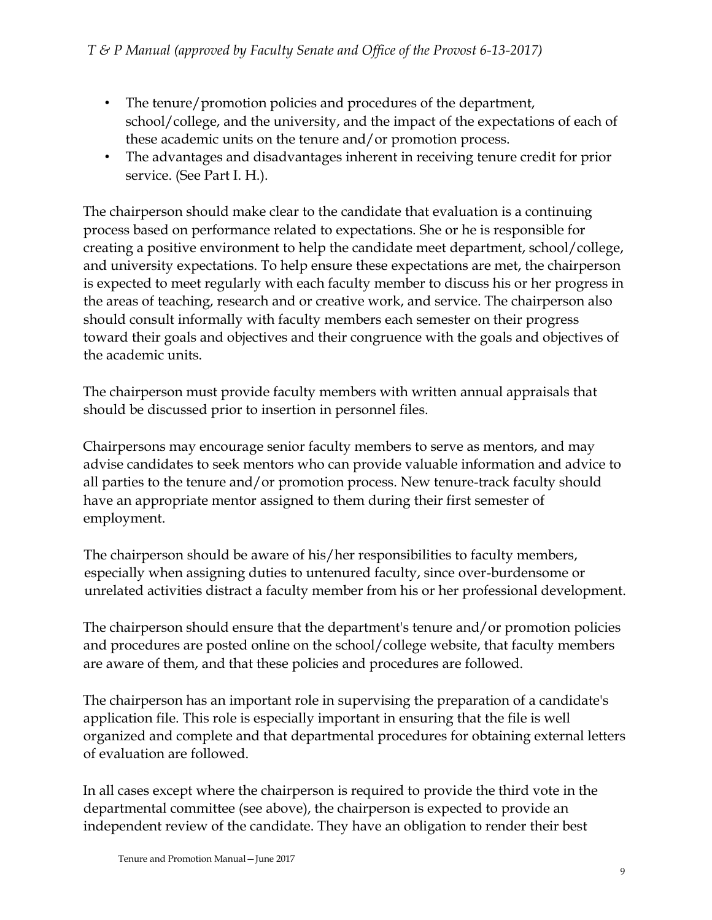- The tenure/promotion policies and procedures of the department, school/college, and the university, and the impact of the expectations of each of these academic units on the tenure and/or promotion process.
- The advantages and disadvantages inherent in receiving tenure credit for prior service. (See Part I. H.).

The chairperson should make clear to the candidate that evaluation is a continuing process based on performance related to expectations. She or he is responsible for creating a positive environment to help the candidate meet department, school/college, and university expectations. To help ensure these expectations are met, the chairperson is expected to meet regularly with each faculty member to discuss his or her progress in the areas of teaching, research and or creative work, and service. The chairperson also should consult informally with faculty members each semester on their progress toward their goals and objectives and their congruence with the goals and objectives of the academic units.

The chairperson must provide faculty members with written annual appraisals that should be discussed prior to insertion in personnel files.

Chairpersons may encourage senior faculty members to serve as mentors, and may advise candidates to seek mentors who can provide valuable information and advice to all parties to the tenure and/or promotion process. New tenure-track faculty should have an appropriate mentor assigned to them during their first semester of employment.

The chairperson should be aware of his/her responsibilities to faculty members, especially when assigning duties to untenured faculty, since over-burdensome or unrelated activities distract a faculty member from his or her professional development.

The chairperson should ensure that the department's tenure and/or promotion policies and procedures are posted online on the school/college website, that faculty members are aware of them, and that these policies and procedures are followed.

The chairperson has an important role in supervising the preparation of a candidate's application file. This role is especially important in ensuring that the file is well organized and complete and that departmental procedures for obtaining external letters of evaluation are followed.

In all cases except where the chairperson is required to provide the third vote in the departmental committee (see above), the chairperson is expected to provide an independent review of the candidate. They have an obligation to render their best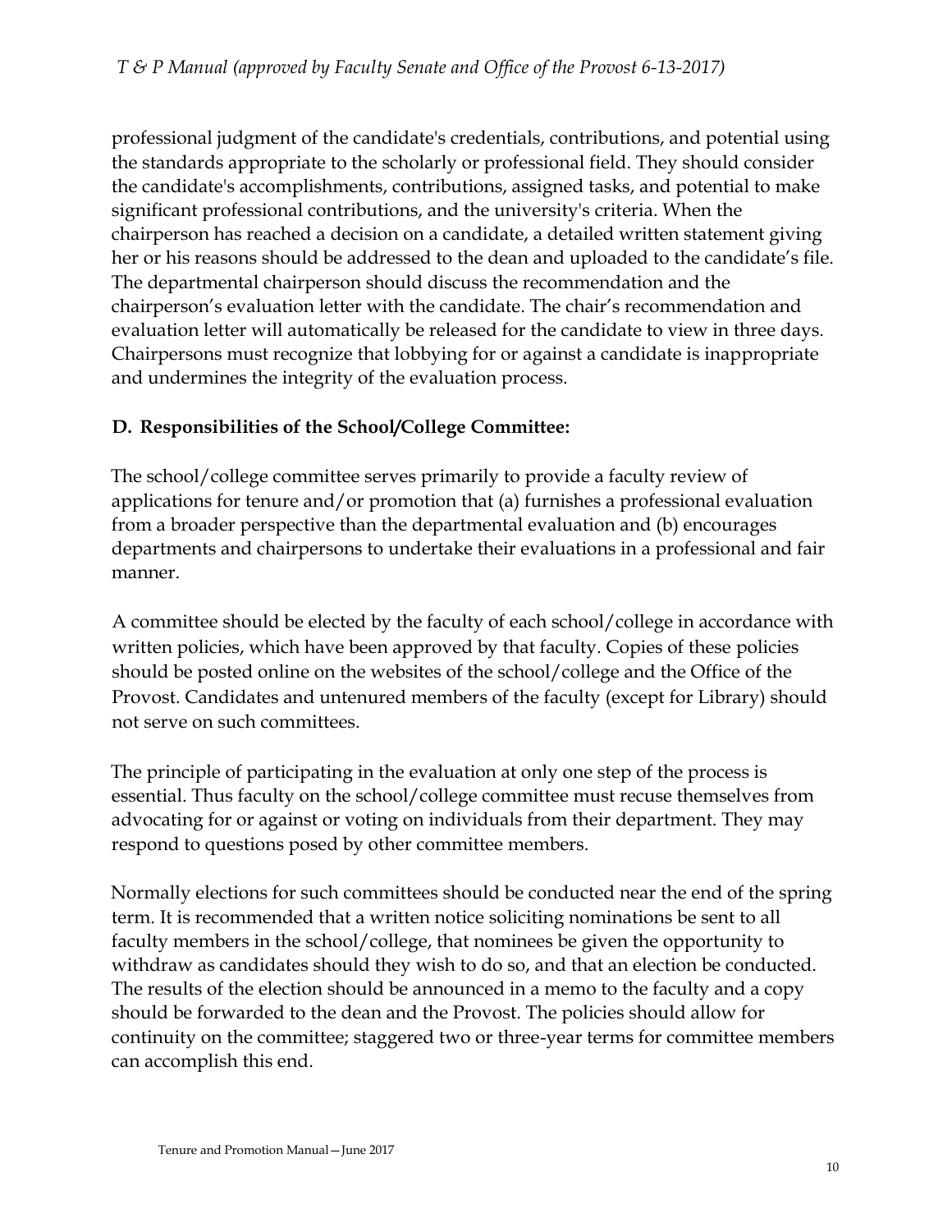professional judgment of the candidate's credentials, contributions, and potential using the standards appropriate to the scholarly or professional field. They should consider the candidate's accomplishments, contributions, assigned tasks, and potential to make significant professional contributions, and the university's criteria. When the chairperson has reached a decision on a candidate, a detailed written statement giving her or his reasons should be addressed to the dean and uploaded to the candidate's file. The departmental chairperson should discuss the recommendation and the chairperson's evaluation letter with the candidate. The chair's recommendation and evaluation letter will automatically be released for the candidate to view in three days. Chairpersons must recognize that lobbying for or against a candidate is inappropriate and undermines the integrity of the evaluation process.

### D. Responsibilities of the School/College Committee:

The school/college committee serves primarily to provide a faculty review of applications for tenure and/or promotion that (a) furnishes a professional evaluation from a broader perspective than the departmental evaluation and (b) encourages departments and chairpersons to undertake their evaluations in a professional and fair manner.

A committee should be elected by the faculty of each school/college in accordance with written policies, which have been approved by that faculty. Copies of these policies should be posted online on the websites of the school/college and the Office of the Provost. Candidates and untenured members of the faculty (except for Library) should not serve on such committees.

The principle of participating in the evaluation at only one step of the process is essential. Thus faculty on the school/college committee must recuse themselves from advocating for or against or voting on individuals from their department. They may respond to questions posed by other committee members.

Normally elections for such committees should be conducted near the end of the spring term. It is recommended that a written notice soliciting nominations be sent to all faculty members in the school/college, that nominees be given the opportunity to withdraw as candidates should they wish to do so, and that an election be conducted. The results of the election should be announced in a memo to the faculty and a copy should be forwarded to the dean and the Provost. The policies should allow for continuity on the committee; staggered two or three-year terms for committee members can accomplish this end.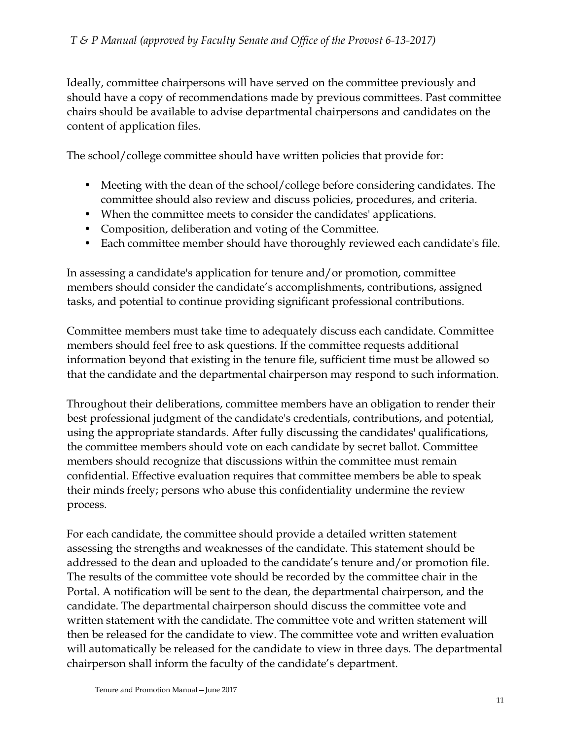Ideally, committee chairpersons will have served on the committee previously and should have a copy of recommendations made by previous committees. Past committee chairs should be available to advise departmental chairpersons and candidates on the content of application files.

The school/college committee should have written policies that provide for:

- Meeting with the dean of the school/college before considering candidates. The committee should also review and discuss policies, procedures, and criteria.
- When the committee meets to consider the candidates' applications.
- Composition, deliberation and voting of the Committee.
- Each committee member should have thoroughly reviewed each candidate's file.

In assessing a candidate's application for tenure and/or promotion, committee members should consider the candidate's accomplishments, contributions, assigned tasks, and potential to continue providing significant professional contributions.

Committee members must take time to adequately discuss each candidate. Committee members should feel free to ask questions. If the committee requests additional information beyond that existing in the tenure file, sufficient time must be allowed so that the candidate and the departmental chairperson may respond to such information.

Throughout their deliberations, committee members have an obligation to render their best professional judgment of the candidate's credentials, contributions, and potential, using the appropriate standards. After fully discussing the candidates' qualifications, the committee members should vote on each candidate by secret ballot. Committee members should recognize that discussions within the committee must remain confidential. Effective evaluation requires that committee members be able to speak their minds freely; persons who abuse this confidentiality undermine the review process.

For each candidate, the committee should provide a detailed written statement assessing the strengths and weaknesses of the candidate. This statement should be addressed to the dean and uploaded to the candidate's tenure and/or promotion file. The results of the committee vote should be recorded by the committee chair in the Portal. A notification will be sent to the dean, the departmental chairperson, and the candidate. The departmental chairperson should discuss the committee vote and written statement with the candidate. The committee vote and written statement will then be released for the candidate to view. The committee vote and written evaluation will automatically be released for the candidate to view in three days. The departmental chairperson shall inform the faculty of the candidate's department.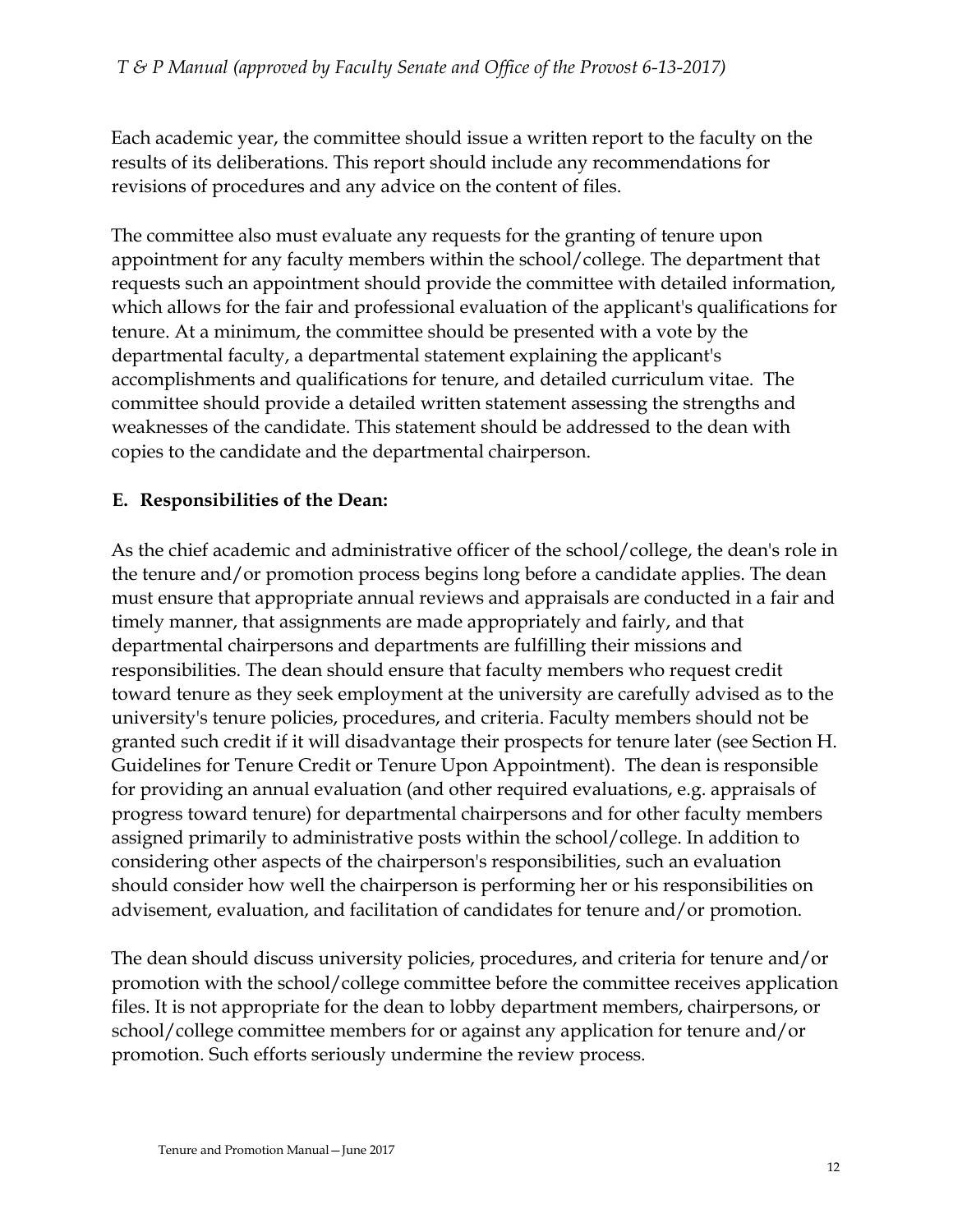Each academic year, the committee should issue a written report to the faculty on the results of its deliberations. This report should include any recommendations for revisions of procedures and any advice on the content of files.

The committee also must evaluate any requests for the granting of tenure upon appointment for any faculty members within the school/college. The department that requests such an appointment should provide the committee with detailed information, which allows for the fair and professional evaluation of the applicant's qualifications for tenure. At a minimum, the committee should be presented with a vote by the departmental faculty, a departmental statement explaining the applicant's accomplishments and qualifications for tenure, and detailed curriculum vitae. The committee should provide a detailed written statement assessing the strengths and weaknesses of the candidate. This statement should be addressed to the dean with copies to the candidate and the departmental chairperson.

**E. Responsibilities of the Dean:**

As the chief academic and administrative officer of the school/college, the dean's role in the tenure and/or promotion process begins long before a candidate applies. The dean must ensure that appropriate annual reviews and appraisals are conducted in a fair and timely manner, that assignments are made appropriately and fairly, and that departmental chairpersons and departments are fulfilling their missions and responsibilities. The dean should ensure that faculty members who request credit toward tenure as they seek employment at the university are carefully advised as to the university's tenure policies, procedures, and criteria. Faculty members should not be granted such credit if it will disadvantage their prospects for tenure later (see Section H. Guidelines for Tenure Credit or Tenure Upon Appointment). The dean is responsible for providing an annual evaluation (and other required evaluations, e.g. appraisals of progress toward tenure) for departmental chairpersons and for other faculty members assigned primarily to administrative posts within the school/college. In addition to considering other aspects of the chairperson's responsibilities, such an evaluation should consider how well the chairperson is performing her or his responsibilities on advisement, evaluation, and facilitation of candidates for tenure and/or promotion.

The dean should discuss university policies, procedures, and criteria for tenure and/or promotion with the school/college committee before the committee receives application files. It is not appropriate for the dean to lobby department members, chairpersons, or school/college committee members for or against any application for tenure and/or promotion. Such efforts seriously undermine the review process.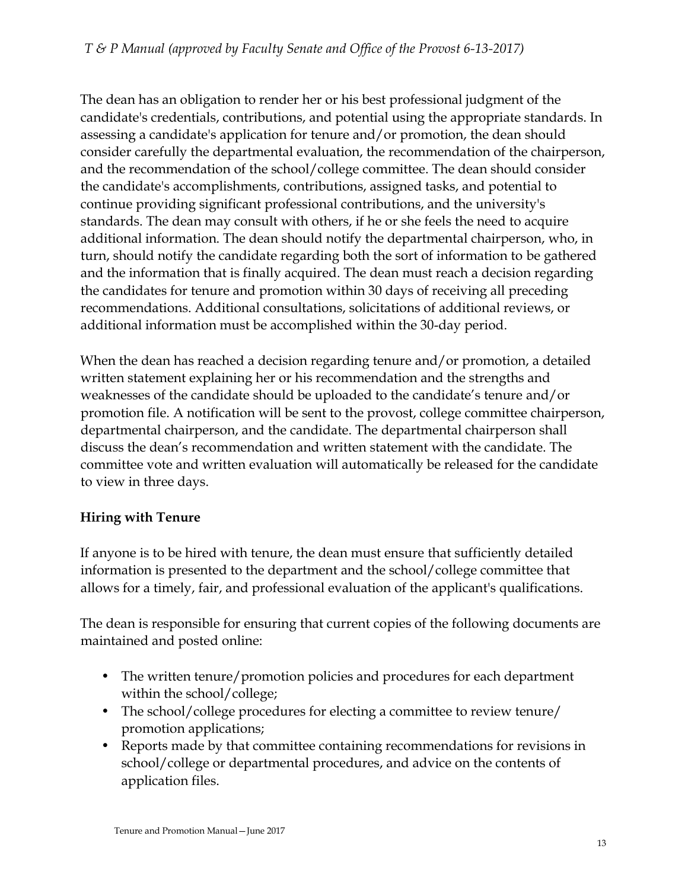The dean has an obligation to render her or his best professional judgment of the candidate's credentials, contributions, and potential using the appropriate standards. In assessing a candidate's application for tenure and/or promotion, the dean should consider carefully the departmental evaluation, the recommendation of the chairperson, and the recommendation of the school/college committee. The dean should consider the candidate's accomplishments, contributions, assigned tasks, and potential to continue providing significant professional contributions, and the university's standards. The dean may consult with others, if he or she feels the need to acquire additional information. The dean should notify the departmental chairperson, who, in turn, should notify the candidate regarding both the sort of information to be gathered and the information that is finally acquired. The dean must reach a decision regarding the candidates for tenure and promotion within 30 days of receiving all preceding recommendations. Additional consultations, solicitations of additional reviews, or additional information must be accomplished within the 30-day period.

When the dean has reached a decision regarding tenure and/or promotion, a detailed written statement explaining her or his recommendation and the strengths and weaknesses of the candidate should be uploaded to the candidate's tenure and/or promotion file. A notification will be sent to the provost, college committee chairperson, departmental chairperson, and the candidate. The departmental chairperson shall discuss the dean's recommendation and written statement with the candidate. The committee vote and written evaluation will automatically be released for the candidate to view in three days.

**Hiring with Tenure**

If anyone is to be hired with tenure, the dean must ensure that sufficiently detailed information is presented to the department and the school/college committee that allows for a timely, fair, and professional evaluation of the applicant's qualifications.

The dean is responsible for ensuring that current copies of the following documents are maintained and posted online:

- The written tenure/promotion policies and procedures for each department within the school/college;
- The school/college procedures for electing a committee to review tenure/promotion applications;
- Reports made by that committee containing recommendations for revisions in school/college or departmental procedures, and advice on the contents of application files.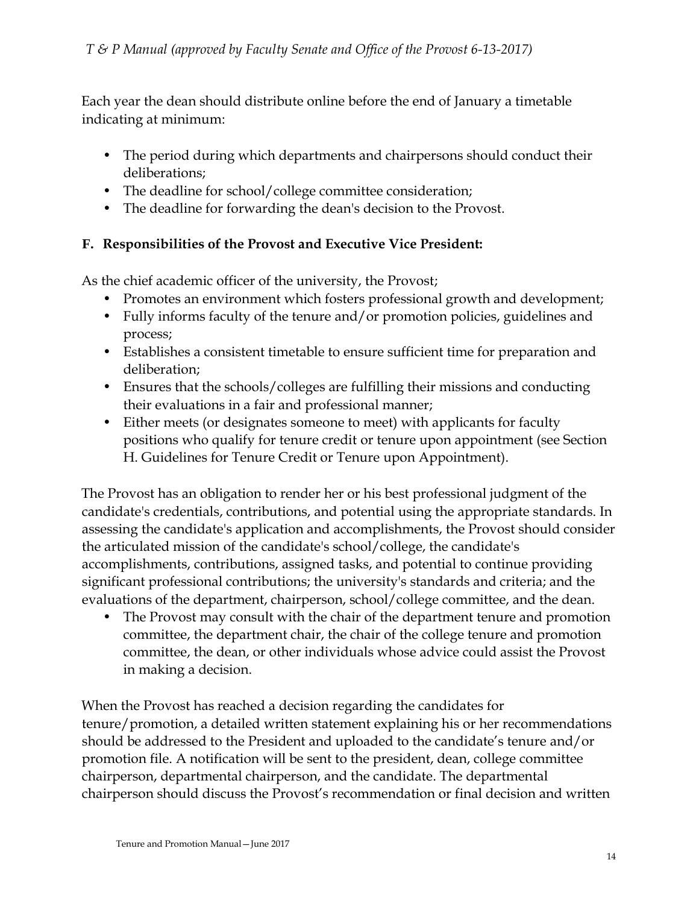Each year the dean should distribute online before the end of January a timetable indicating at minimum:

- The period during which departments and chairpersons should conduct their deliberations;
- The deadline for school/college committee consideration;
- The deadline for forwarding the dean's decision to the Provost.

**F. Responsibilities of the Provost and Executive Vice President:**

As the chief academic officer of the university, the Provost;

- Promotes an environment which fosters professional growth and development;
- Fully informs faculty of the tenure and/or promotion policies, guidelines and process;
- Establishes a consistent timetable to ensure sufficient time for preparation and deliberation;
- Ensures that the schools/colleges are fulfilling their missions and conducting their evaluations in a fair and professional manner;
- Either meets (or designates someone to meet) with applicants for faculty positions who qualify for tenure credit or tenure upon appointment (see Section H. Guidelines for Tenure Credit or Tenure upon Appointment).

The Provost has an obligation to render her or his best professional judgment of the candidate's credentials, contributions, and potential using the appropriate standards. In assessing the candidate's application and accomplishments, the Provost should consider the articulated mission of the candidate's school/college, the candidate's accomplishments, contributions, assigned tasks, and potential to continue providing significant professional contributions; the university's standards and criteria; and the evaluations of the department, chairperson, school/college committee, and the dean.

- The Provost may consult with the chair of the department tenure and promotion committee, the department chair, the chair of the college tenure and promotion committee, the dean, or other individuals whose advice could assist the Provost in making a decision.

When the Provost has reached a decision regarding the candidates for tenure/promotion, a detailed written statement explaining his or her recommendations should be addressed to the President and uploaded to the candidate's tenure and/or promotion file. A notification will be sent to the president, dean, college committee chairperson, departmental chairperson, and the candidate. The departmental chairperson should discuss the Provost's recommendation or final decision and written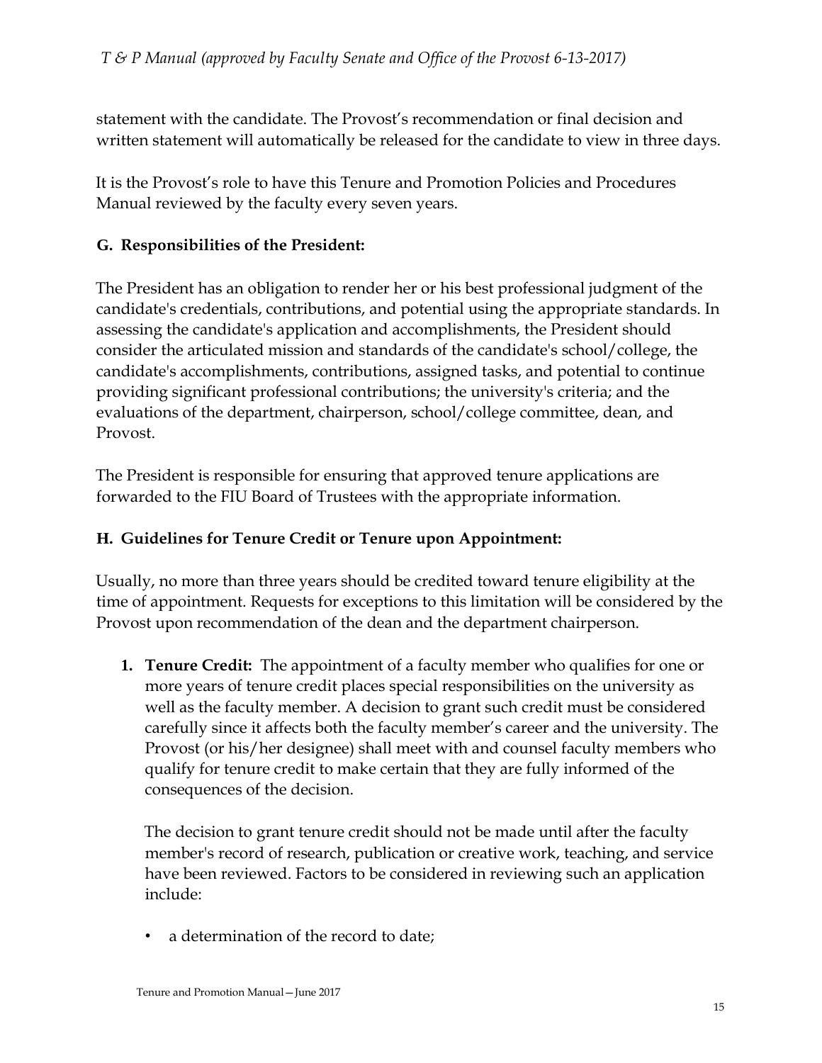statement with the candidate. The Provost's recommendation or final decision and written statement will automatically be released for the candidate to view in three days.

It is the Provost's role to have this Tenure and Promotion Policies and Procedures Manual reviewed by the faculty every seven years.

### G. Responsibilities of the President:

The President has an obligation to render her or his best professional judgment of the candidate's credentials, contributions, and potential using the appropriate standards. In assessing the candidate's application and accomplishments, the President should consider the articulated mission and standards of the candidate's school/college, the candidate's accomplishments, contributions, assigned tasks, and potential to continue providing significant professional contributions; the university's criteria; and the evaluations of the department, chairperson, school/college committee, dean, and Provost.

The President is responsible for ensuring that approved tenure applications are forwarded to the FIU Board of Trustees with the appropriate information.

### H. Guidelines for Tenure Credit or Tenure upon Appointment:

Usually, no more than three years should be credited toward tenure eligibility at the time of appointment. Requests for exceptions to this limitation will be considered by the Provost upon recommendation of the dean and the department chairperson.

1. **Tenure Credit:** The appointment of a faculty member who qualifies for one or more years of tenure credit places special responsibilities on the university as well as the faculty member. A decision to grant such credit must be considered carefully since it affects both the faculty member's career and the university. The Provost (or his/her designee) shall meet with and counsel faculty members who qualify for tenure credit to make certain that they are fully informed of the consequences of the decision.

   The decision to grant tenure credit should not be made until after the faculty member's record of research, publication or creative work, teaching, and service have been reviewed. Factors to be considered in reviewing such an application include:

   - a determination of the record to date;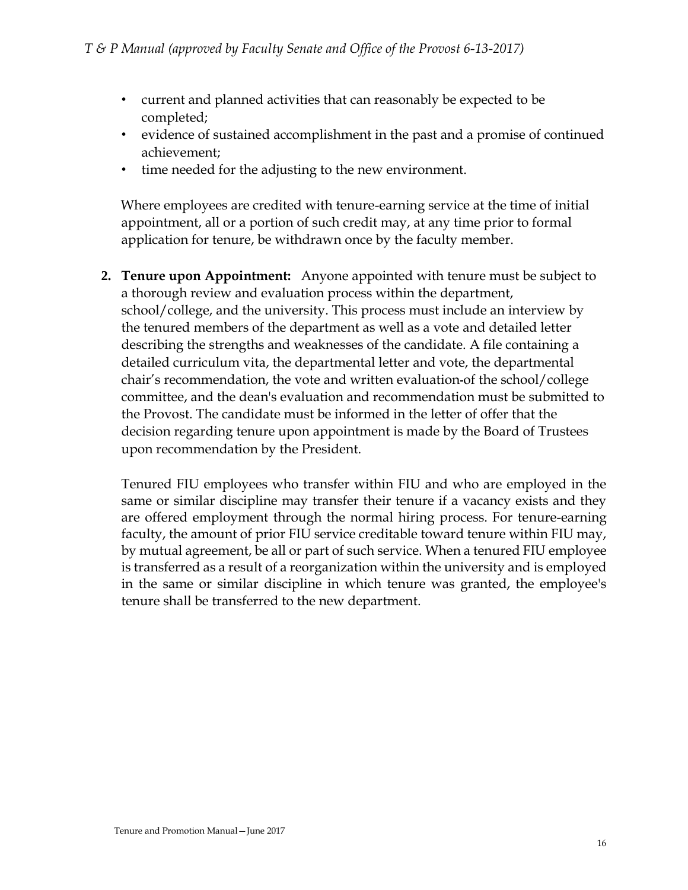- current and planned activities that can reasonably be expected to be completed;
- evidence of sustained accomplishment in the past and a promise of continued achievement;
- time needed for the adjusting to the new environment.

Where employees are credited with tenure-earning service at the time of initial appointment, all or a portion of such credit may, at any time prior to formal application for tenure, be withdrawn once by the faculty member.

2. **Tenure upon Appointment:** Anyone appointed with tenure must be subject to a thorough review and evaluation process within the department, school/college, and the university. This process must include an interview by the tenured members of the department as well as a vote and detailed letter describing the strengths and weaknesses of the candidate. A file containing a detailed curriculum vita, the departmental letter and vote, the departmental chair's recommendation, the vote and written evaluation of the school/college committee, and the dean's evaluation and recommendation must be submitted to the Provost. The candidate must be informed in the letter of offer that the decision regarding tenure upon appointment is made by the Board of Trustees upon recommendation by the President.

   Tenured FIU employees who transfer within FIU and who are employed in the same or similar discipline may transfer their tenure if a vacancy exists and they are offered employment through the normal hiring process. For tenure-earning faculty, the amount of prior FIU service creditable toward tenure within FIU may, by mutual agreement, be all or part of such service. When a tenured FIU employee is transferred as a result of a reorganization within the university and is employed in the same or similar discipline in which tenure was granted, the employee's tenure shall be transferred to the new department.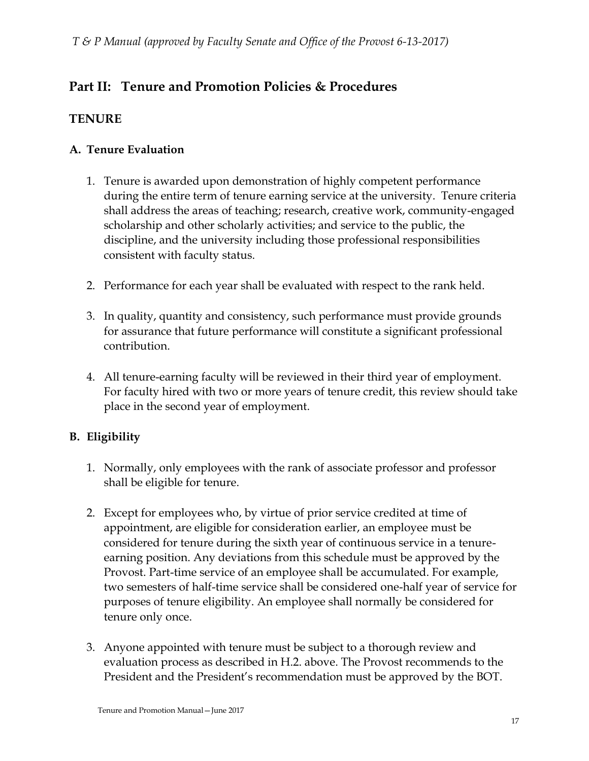## Part II: Tenure and Promotion Policies & Procedures

### TENURE

#### A. Tenure Evaluation

1. Tenure is awarded upon demonstration of highly competent performance during the entire term of tenure earning service at the university. Tenure criteria shall address the areas of teaching; research, creative work, community-engaged scholarship and other scholarly activities; and service to the public, the discipline, and the university including those professional responsibilities consistent with faculty status.

2. Performance for each year shall be evaluated with respect to the rank held.

3. In quality, quantity and consistency, such performance must provide grounds for assurance that future performance will constitute a significant professional contribution.

4. All tenure-earning faculty will be reviewed in their third year of employment. For faculty hired with two or more years of tenure credit, this review should take place in the second year of employment.

#### B. Eligibility

1. Normally, only employees with the rank of associate professor and professor shall be eligible for tenure.

2. Except for employees who, by virtue of prior service credited at time of appointment, are eligible for consideration earlier, an employee must be considered for tenure during the sixth year of continuous service in a tenure-earning position. Any deviations from this schedule must be approved by the Provost. Part-time service of an employee shall be accumulated. For example, two semesters of half-time service shall be considered one-half year of service for purposes of tenure eligibility. An employee shall normally be considered for tenure only once.

3. Anyone appointed with tenure must be subject to a thorough review and evaluation process as described in H.2. above. The Provost recommends to the President and the President's recommendation must be approved by the BOT.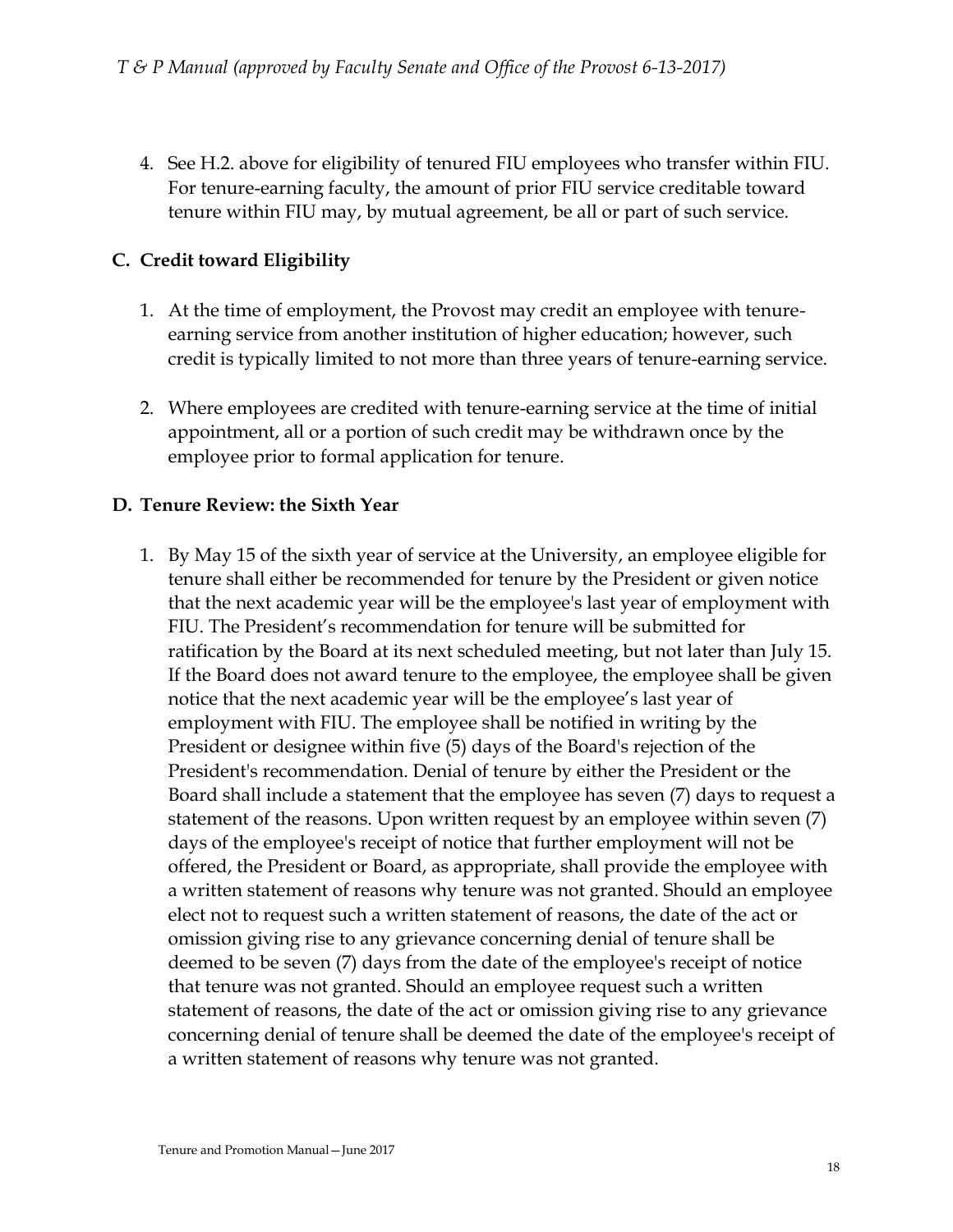4. See H.2. above for eligibility of tenured FIU employees who transfer within FIU. For tenure-earning faculty, the amount of prior FIU service creditable toward tenure within FIU may, by mutual agreement, be all or part of such service.

## C. Credit toward Eligibility

1. At the time of employment, the Provost may credit an employee with tenure-earning service from another institution of higher education; however, such credit is typically limited to not more than three years of tenure-earning service.

2. Where employees are credited with tenure-earning service at the time of initial appointment, all or a portion of such credit may be withdrawn once by the employee prior to formal application for tenure.

## D. Tenure Review: the Sixth Year

1. By May 15 of the sixth year of service at the University, an employee eligible for tenure shall either be recommended for tenure by the President or given notice that the next academic year will be the employee's last year of employment with FIU. The President's recommendation for tenure will be submitted for ratification by the Board at its next scheduled meeting, but not later than July 15. If the Board does not award tenure to the employee, the employee shall be given notice that the next academic year will be the employee's last year of employment with FIU. The employee shall be notified in writing by the President or designee within five (5) days of the Board's rejection of the President's recommendation. Denial of tenure by either the President or the Board shall include a statement that the employee has seven (7) days to request a statement of the reasons. Upon written request by an employee within seven (7) days of the employee's receipt of notice that further employment will not be offered, the President or Board, as appropriate, shall provide the employee with a written statement of reasons why tenure was not granted. Should an employee elect not to request such a written statement of reasons, the date of the act or omission giving rise to any grievance concerning denial of tenure shall be deemed to be seven (7) days from the date of the employee's receipt of notice that tenure was not granted. Should an employee request such a written statement of reasons, the date of the act or omission giving rise to any grievance concerning denial of tenure shall be deemed the date of the employee's receipt of a written statement of reasons why tenure was not granted.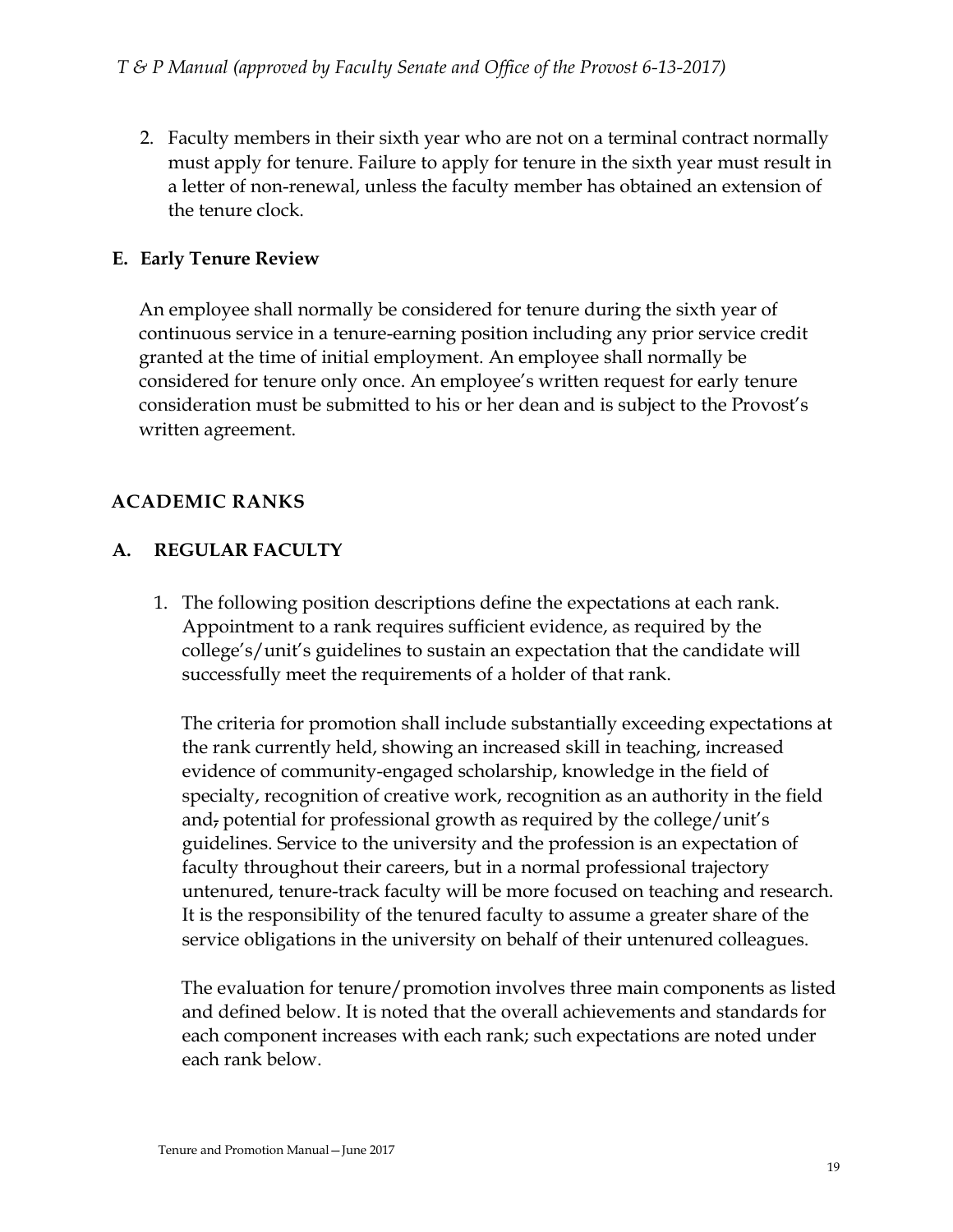2. Faculty members in their sixth year who are not on a terminal contract normally must apply for tenure. Failure to apply for tenure in the sixth year must result in a letter of non-renewal, unless the faculty member has obtained an extension of the tenure clock.

### E. Early Tenure Review

An employee shall normally be considered for tenure during the sixth year of continuous service in a tenure-earning position including any prior service credit granted at the time of initial employment. An employee shall normally be considered for tenure only once. An employee's written request for early tenure consideration must be submitted to his or her dean and is subject to the Provost's written agreement.

## ACADEMIC RANKS

### A. REGULAR FACULTY

1. The following position descriptions define the expectations at each rank. Appointment to a rank requires sufficient evidence, as required by the college's/unit's guidelines to sustain an expectation that the candidate will successfully meet the requirements of a holder of that rank.

   The criteria for promotion shall include substantially exceeding expectations at the rank currently held, showing an increased skill in teaching, increased evidence of community-engaged scholarship, knowledge in the field of specialty, recognition of creative work, recognition as an authority in the field and~~,~~ potential for professional growth as required by the college/unit's guidelines. Service to the university and the profession is an expectation of faculty throughout their careers, but in a normal professional trajectory untenured, tenure-track faculty will be more focused on teaching and research. It is the responsibility of the tenured faculty to assume a greater share of the service obligations in the university on behalf of their untenured colleagues.

   The evaluation for tenure/promotion involves three main components as listed and defined below. It is noted that the overall achievements and standards for each component increases with each rank; such expectations are noted under each rank below.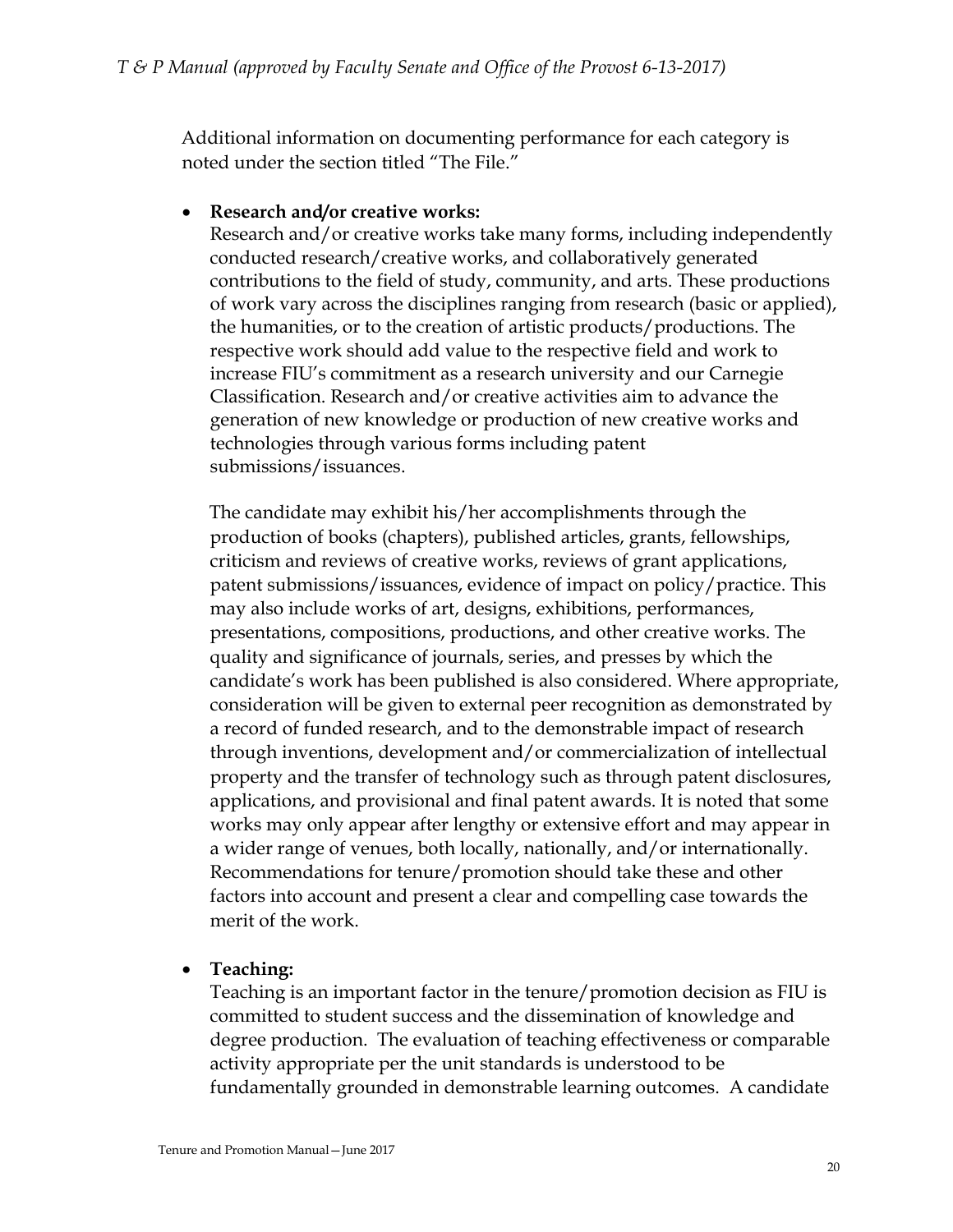Additional information on documenting performance for each category is noted under the section titled "The File."

- **Research and/or creative works:**
  Research and/or creative works take many forms, including independently conducted research/creative works, and collaboratively generated contributions to the field of study, community, and arts. These productions of work vary across the disciplines ranging from research (basic or applied), the humanities, or to the creation of artistic products/productions. The respective work should add value to the respective field and work to increase FIU's commitment as a research university and our Carnegie Classification. Research and/or creative activities aim to advance the generation of new knowledge or production of new creative works and technologies through various forms including patent submissions/issuances.

  The candidate may exhibit his/her accomplishments through the production of books (chapters), published articles, grants, fellowships, criticism and reviews of creative works, reviews of grant applications, patent submissions/issuances, evidence of impact on policy/practice. This may also include works of art, designs, exhibitions, performances, presentations, compositions, productions, and other creative works. The quality and significance of journals, series, and presses by which the candidate's work has been published is also considered. Where appropriate, consideration will be given to external peer recognition as demonstrated by a record of funded research, and to the demonstrable impact of research through inventions, development and/or commercialization of intellectual property and the transfer of technology such as through patent disclosures, applications, and provisional and final patent awards. It is noted that some works may only appear after lengthy or extensive effort and may appear in a wider range of venues, both locally, nationally, and/or internationally. Recommendations for tenure/promotion should take these and other factors into account and present a clear and compelling case towards the merit of the work.

- **Teaching:**
  Teaching is an important factor in the tenure/promotion decision as FIU is committed to student success and the dissemination of knowledge and degree production. The evaluation of teaching effectiveness or comparable activity appropriate per the unit standards is understood to be fundamentally grounded in demonstrable learning outcomes. A candidate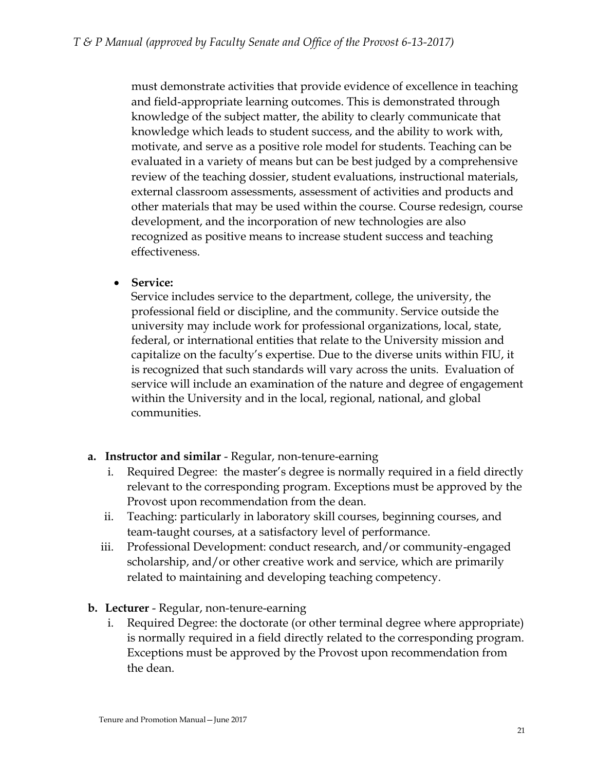must demonstrate activities that provide evidence of excellence in teaching and field-appropriate learning outcomes. This is demonstrated through knowledge of the subject matter, the ability to clearly communicate that knowledge which leads to student success, and the ability to work with, motivate, and serve as a positive role model for students. Teaching can be evaluated in a variety of means but can be best judged by a comprehensive review of the teaching dossier, student evaluations, instructional materials, external classroom assessments, assessment of activities and products and other materials that may be used within the course. Course redesign, course development, and the incorporation of new technologies are also recognized as positive means to increase student success and teaching effectiveness.

- **Service:**
  Service includes service to the department, college, the university, the professional field or discipline, and the community. Service outside the university may include work for professional organizations, local, state, federal, or international entities that relate to the University mission and capitalize on the faculty's expertise. Due to the diverse units within FIU, it is recognized that such standards will vary across the units. Evaluation of service will include an examination of the nature and degree of engagement within the University and in the local, regional, national, and global communities.

**a. Instructor and similar** - Regular, non-tenure-earning

i. Required Degree: the master's degree is normally required in a field directly relevant to the corresponding program. Exceptions must be approved by the Provost upon recommendation from the dean.

ii. Teaching: particularly in laboratory skill courses, beginning courses, and team-taught courses, at a satisfactory level of performance.

iii. Professional Development: conduct research, and/or community-engaged scholarship, and/or other creative work and service, which are primarily related to maintaining and developing teaching competency.

**b. Lecturer** - Regular, non-tenure-earning

i. Required Degree: the doctorate (or other terminal degree where appropriate) is normally required in a field directly related to the corresponding program. Exceptions must be approved by the Provost upon recommendation from the dean.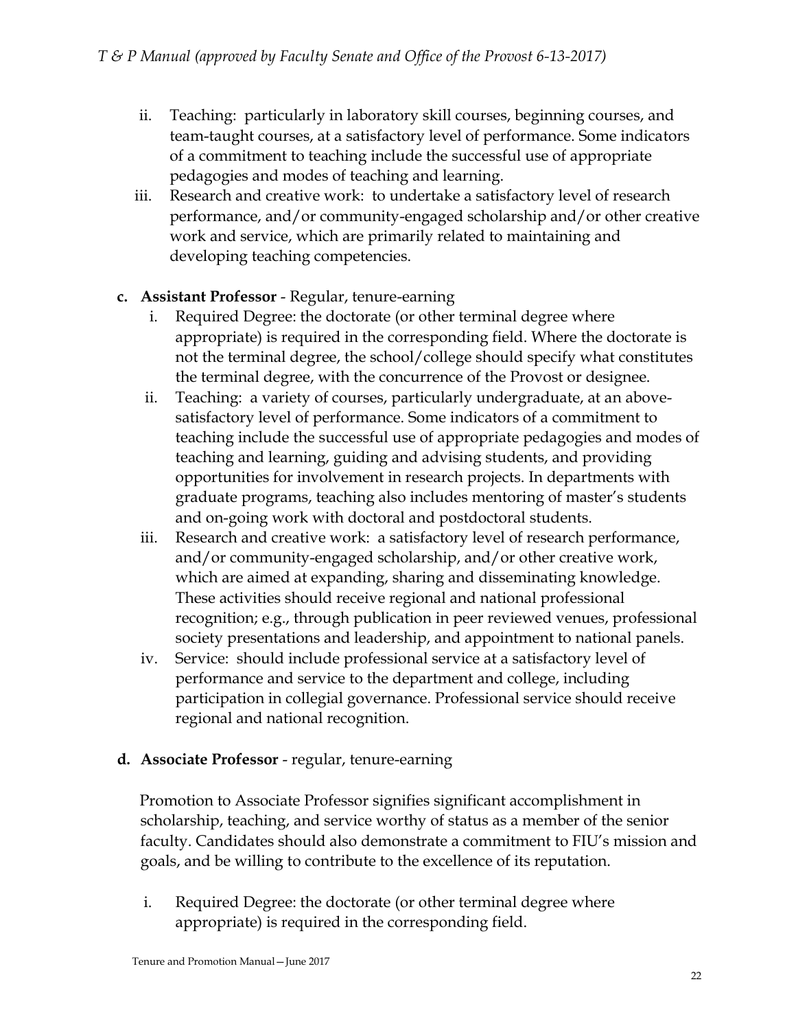ii. Teaching: particularly in laboratory skill courses, beginning courses, and team-taught courses, at a satisfactory level of performance. Some indicators of a commitment to teaching include the successful use of appropriate pedagogies and modes of teaching and learning.

iii. Research and creative work: to undertake a satisfactory level of research performance, and/or community-engaged scholarship and/or other creative work and service, which are primarily related to maintaining and developing teaching competencies.

**c. Assistant Professor** - Regular, tenure-earning

i. Required Degree: the doctorate (or other terminal degree where appropriate) is required in the corresponding field. Where the doctorate is not the terminal degree, the school/college should specify what constitutes the terminal degree, with the concurrence of the Provost or designee.

ii. Teaching: a variety of courses, particularly undergraduate, at an above-satisfactory level of performance. Some indicators of a commitment to teaching include the successful use of appropriate pedagogies and modes of teaching and learning, guiding and advising students, and providing opportunities for involvement in research projects. In departments with graduate programs, teaching also includes mentoring of master's students and on-going work with doctoral and postdoctoral students.

iii. Research and creative work: a satisfactory level of research performance, and/or community-engaged scholarship, and/or other creative work, which are aimed at expanding, sharing and disseminating knowledge. These activities should receive regional and national professional recognition; e.g., through publication in peer reviewed venues, professional society presentations and leadership, and appointment to national panels.

iv. Service: should include professional service at a satisfactory level of performance and service to the department and college, including participation in collegial governance. Professional service should receive regional and national recognition.

**d. Associate Professor** - regular, tenure-earning

Promotion to Associate Professor signifies significant accomplishment in scholarship, teaching, and service worthy of status as a member of the senior faculty. Candidates should also demonstrate a commitment to FIU's mission and goals, and be willing to contribute to the excellence of its reputation.

i. Required Degree: the doctorate (or other terminal degree where appropriate) is required in the corresponding field.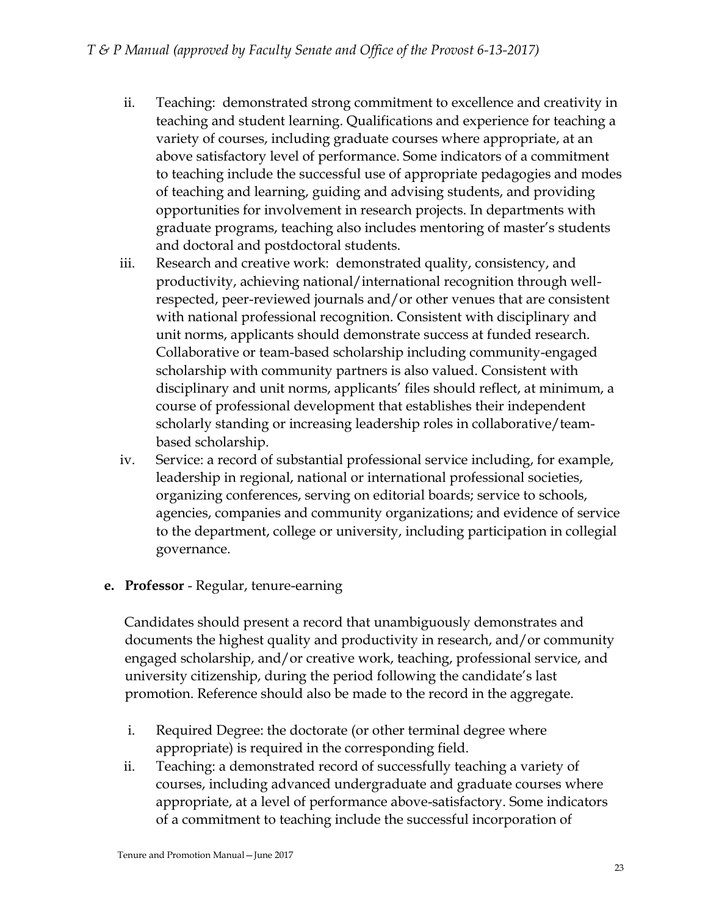ii. Teaching: demonstrated strong commitment to excellence and creativity in teaching and student learning. Qualifications and experience for teaching a variety of courses, including graduate courses where appropriate, at an above satisfactory level of performance. Some indicators of a commitment to teaching include the successful use of appropriate pedagogies and modes of teaching and learning, guiding and advising students, and providing opportunities for involvement in research projects. In departments with graduate programs, teaching also includes mentoring of master's students and doctoral and postdoctoral students.

iii. Research and creative work: demonstrated quality, consistency, and productivity, achieving national/international recognition through well-respected, peer-reviewed journals and/or other venues that are consistent with national professional recognition. Consistent with disciplinary and unit norms, applicants should demonstrate success at funded research. Collaborative or team-based scholarship including community-engaged scholarship with community partners is also valued. Consistent with disciplinary and unit norms, applicants' files should reflect, at minimum, a course of professional development that establishes their independent scholarly standing or increasing leadership roles in collaborative/team-based scholarship.

iv. Service: a record of substantial professional service including, for example, leadership in regional, national or international professional societies, organizing conferences, serving on editorial boards; service to schools, agencies, companies and community organizations; and evidence of service to the department, college or university, including participation in collegial governance.

**e. Professor** - Regular, tenure-earning

Candidates should present a record that unambiguously demonstrates and documents the highest quality and productivity in research, and/or community engaged scholarship, and/or creative work, teaching, professional service, and university citizenship, during the period following the candidate's last promotion. Reference should also be made to the record in the aggregate.

i. Required Degree: the doctorate (or other terminal degree where appropriate) is required in the corresponding field.

ii. Teaching: a demonstrated record of successfully teaching a variety of courses, including advanced undergraduate and graduate courses where appropriate, at a level of performance above-satisfactory. Some indicators of a commitment to teaching include the successful incorporation of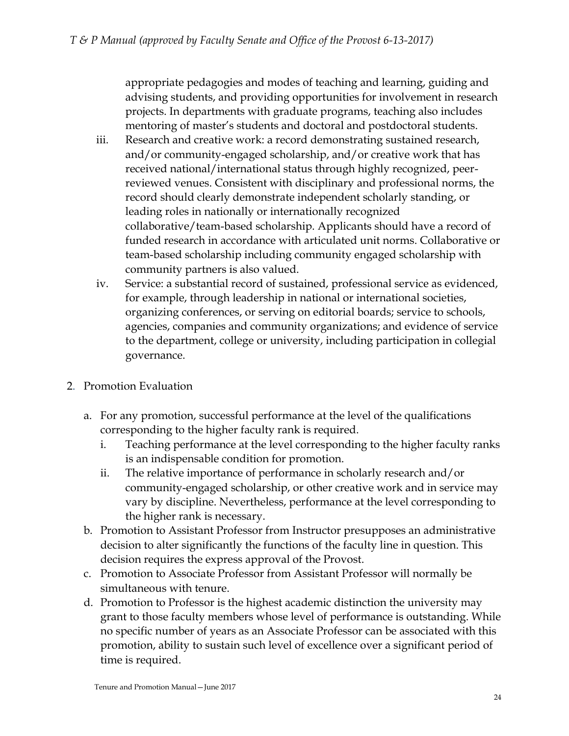appropriate pedagogies and modes of teaching and learning, guiding and advising students, and providing opportunities for involvement in research projects. In departments with graduate programs, teaching also includes mentoring of master's students and doctoral and postdoctoral students.

iii. Research and creative work: a record demonstrating sustained research, and/or community-engaged scholarship, and/or creative work that has received national/international status through highly recognized, peer-reviewed venues. Consistent with disciplinary and professional norms, the record should clearly demonstrate independent scholarly standing, or leading roles in nationally or internationally recognized collaborative/team-based scholarship. Applicants should have a record of funded research in accordance with articulated unit norms. Collaborative or team-based scholarship including community engaged scholarship with community partners is also valued.

iv. Service: a substantial record of sustained, professional service as evidenced, for example, through leadership in national or international societies, organizing conferences, or serving on editorial boards; service to schools, agencies, companies and community organizations; and evidence of service to the department, college or university, including participation in collegial governance.

2. Promotion Evaluation

   a. For any promotion, successful performance at the level of the qualifications corresponding to the higher faculty rank is required.
      i. Teaching performance at the level corresponding to the higher faculty ranks is an indispensable condition for promotion.
      ii. The relative importance of performance in scholarly research and/or community-engaged scholarship, or other creative work and in service may vary by discipline. Nevertheless, performance at the level corresponding to the higher rank is necessary.
   b. Promotion to Assistant Professor from Instructor presupposes an administrative decision to alter significantly the functions of the faculty line in question. This decision requires the express approval of the Provost.
   c. Promotion to Associate Professor from Assistant Professor will normally be simultaneous with tenure.
   d. Promotion to Professor is the highest academic distinction the university may grant to those faculty members whose level of performance is outstanding. While no specific number of years as an Associate Professor can be associated with this promotion, ability to sustain such level of excellence over a significant period of time is required.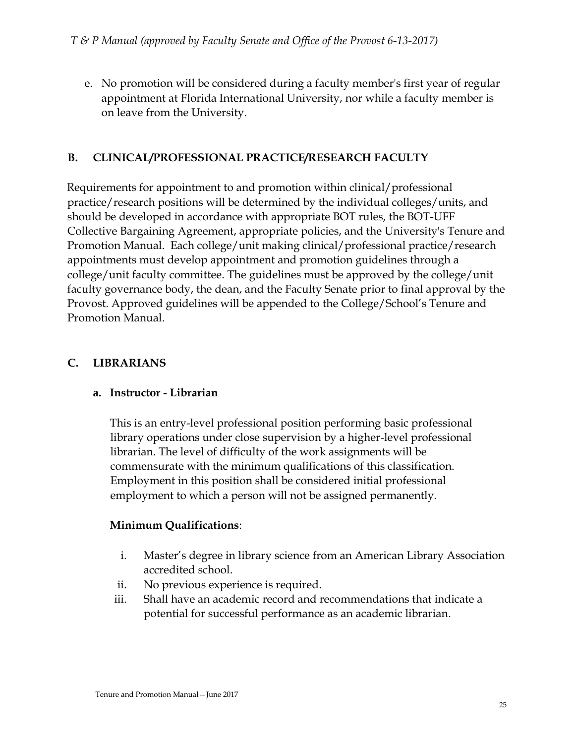e. No promotion will be considered during a faculty member's first year of regular appointment at Florida International University, nor while a faculty member is on leave from the University.

## B. CLINICAL/PROFESSIONAL PRACTICE/RESEARCH FACULTY

Requirements for appointment to and promotion within clinical/professional practice/research positions will be determined by the individual colleges/units, and should be developed in accordance with appropriate BOT rules, the BOT-UFF Collective Bargaining Agreement, appropriate policies, and the University's Tenure and Promotion Manual. Each college/unit making clinical/professional practice/research appointments must develop appointment and promotion guidelines through a college/unit faculty committee. The guidelines must be approved by the college/unit faculty governance body, the dean, and the Faculty Senate prior to final approval by the Provost. Approved guidelines will be appended to the College/School's Tenure and Promotion Manual.

## C. LIBRARIANS

### a. Instructor - Librarian

This is an entry-level professional position performing basic professional library operations under close supervision by a higher-level professional librarian. The level of difficulty of the work assignments will be commensurate with the minimum qualifications of this classification. Employment in this position shall be considered initial professional employment to which a person will not be assigned permanently.

**Minimum Qualifications**:

i. Master's degree in library science from an American Library Association accredited school.
ii. No previous experience is required.
iii. Shall have an academic record and recommendations that indicate a potential for successful performance as an academic librarian.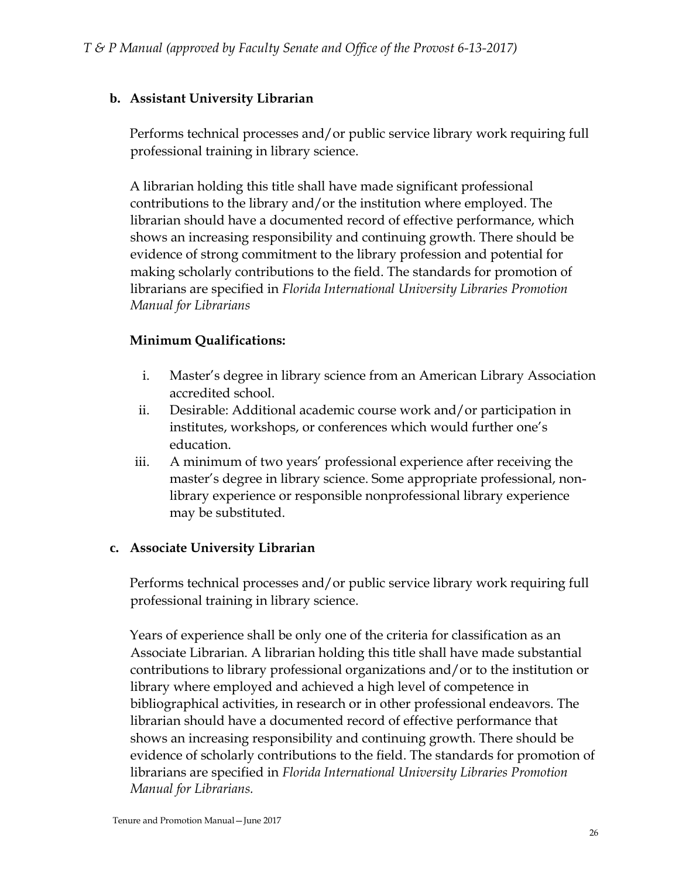**b. Assistant University Librarian**

Performs technical processes and/or public service library work requiring full professional training in library science.

A librarian holding this title shall have made significant professional contributions to the library and/or the institution where employed. The librarian should have a documented record of effective performance, which shows an increasing responsibility and continuing growth. There should be evidence of strong commitment to the library profession and potential for making scholarly contributions to the field. The standards for promotion of librarians are specified in *Florida International University Libraries Promotion Manual for Librarians*

**Minimum Qualifications:**

i. Master's degree in library science from an American Library Association accredited school.
ii. Desirable: Additional academic course work and/or participation in institutes, workshops, or conferences which would further one's education.
iii. A minimum of two years' professional experience after receiving the master's degree in library science. Some appropriate professional, non-library experience or responsible nonprofessional library experience may be substituted.

**c. Associate University Librarian**

Performs technical processes and/or public service library work requiring full professional training in library science.

Years of experience shall be only one of the criteria for classification as an Associate Librarian. A librarian holding this title shall have made substantial contributions to library professional organizations and/or to the institution or library where employed and achieved a high level of competence in bibliographical activities, in research or in other professional endeavors. The librarian should have a documented record of effective performance that shows an increasing responsibility and continuing growth. There should be evidence of scholarly contributions to the field. The standards for promotion of librarians are specified in *Florida International University Libraries Promotion Manual for Librarians.*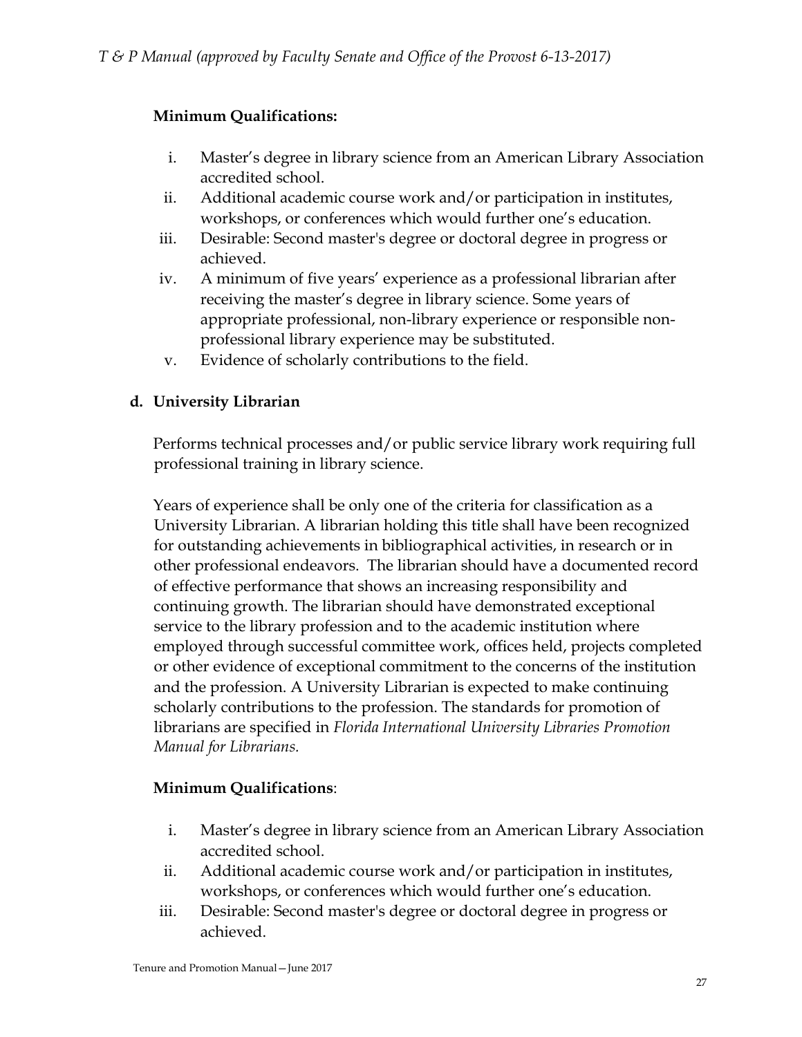**Minimum Qualifications:**

i. Master's degree in library science from an American Library Association accredited school.
ii. Additional academic course work and/or participation in institutes, workshops, or conferences which would further one's education.
iii. Desirable: Second master's degree or doctoral degree in progress or achieved.
iv. A minimum of five years' experience as a professional librarian after receiving the master's degree in library science. Some years of appropriate professional, non-library experience or responsible non-professional library experience may be substituted.
v. Evidence of scholarly contributions to the field.

**d. University Librarian**

Performs technical processes and/or public service library work requiring full professional training in library science.

Years of experience shall be only one of the criteria for classification as a University Librarian. A librarian holding this title shall have been recognized for outstanding achievements in bibliographical activities, in research or in other professional endeavors. The librarian should have a documented record of effective performance that shows an increasing responsibility and continuing growth. The librarian should have demonstrated exceptional service to the library profession and to the academic institution where employed through successful committee work, offices held, projects completed or other evidence of exceptional commitment to the concerns of the institution and the profession. A University Librarian is expected to make continuing scholarly contributions to the profession. The standards for promotion of librarians are specified in *Florida International University Libraries Promotion Manual for Librarians.*

**Minimum Qualifications**:

i. Master's degree in library science from an American Library Association accredited school.
ii. Additional academic course work and/or participation in institutes, workshops, or conferences which would further one's education.
iii. Desirable: Second master's degree or doctoral degree in progress or achieved.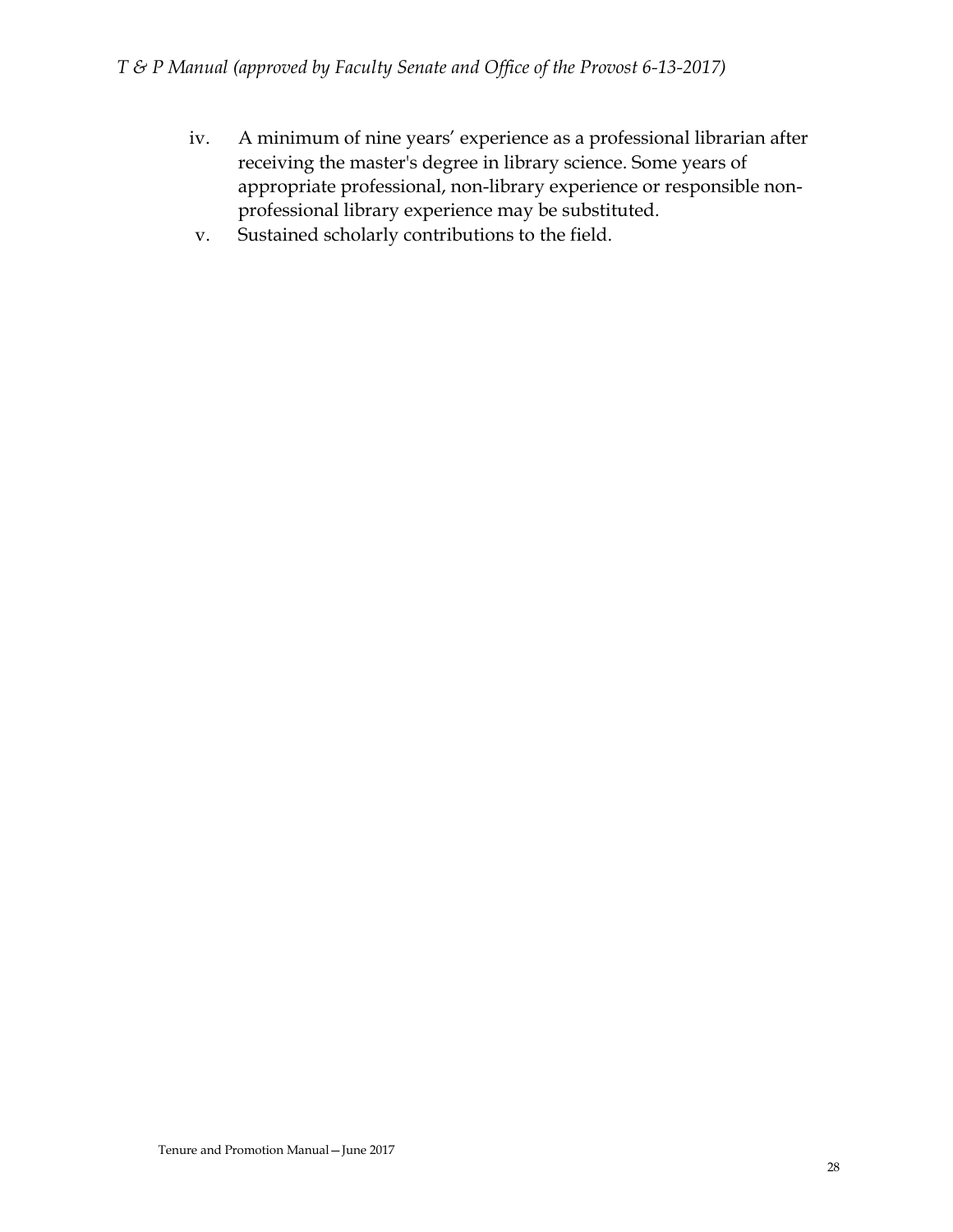iv. A minimum of nine years' experience as a professional librarian after receiving the master's degree in library science. Some years of appropriate professional, non-library experience or responsible non-professional library experience may be substituted.

v. Sustained scholarly contributions to the field.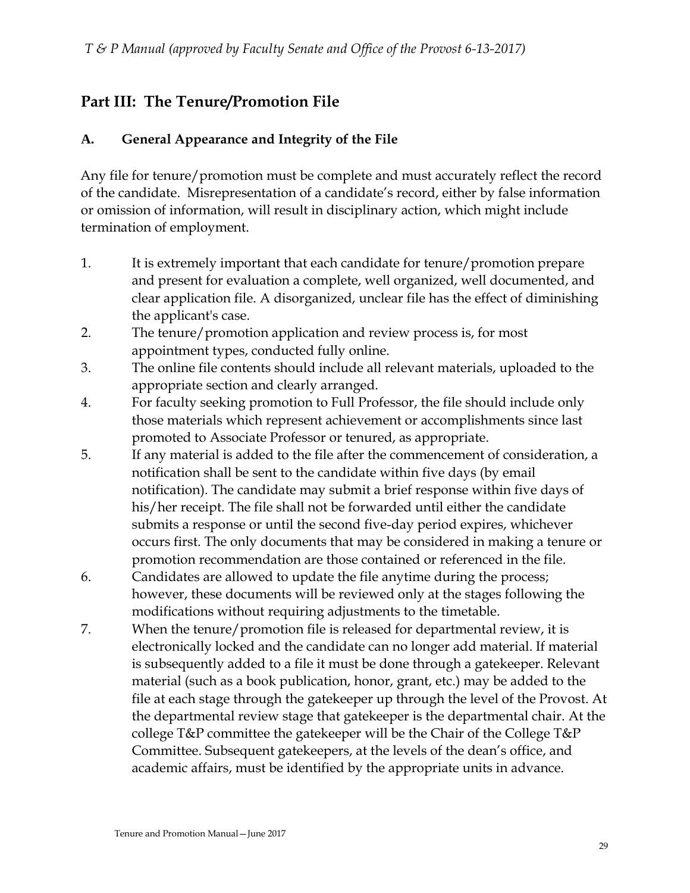## Part III: The Tenure/Promotion File

### A. General Appearance and Integrity of the File

Any file for tenure/promotion must be complete and must accurately reflect the record of the candidate. Misrepresentation of a candidate's record, either by false information or omission of information, will result in disciplinary action, which might include termination of employment.

1. It is extremely important that each candidate for tenure/promotion prepare and present for evaluation a complete, well organized, well documented, and clear application file. A disorganized, unclear file has the effect of diminishing the applicant's case.
2. The tenure/promotion application and review process is, for most appointment types, conducted fully online.
3. The online file contents should include all relevant materials, uploaded to the appropriate section and clearly arranged.
4. For faculty seeking promotion to Full Professor, the file should include only those materials which represent achievement or accomplishments since last promoted to Associate Professor or tenured, as appropriate.
5. If any material is added to the file after the commencement of consideration, a notification shall be sent to the candidate within five days (by email notification). The candidate may submit a brief response within five days of his/her receipt. The file shall not be forwarded until either the candidate submits a response or until the second five-day period expires, whichever occurs first. The only documents that may be considered in making a tenure or promotion recommendation are those contained or referenced in the file.
6. Candidates are allowed to update the file anytime during the process; however, these documents will be reviewed only at the stages following the modifications without requiring adjustments to the timetable.
7. When the tenure/promotion file is released for departmental review, it is electronically locked and the candidate can no longer add material. If material is subsequently added to a file it must be done through a gatekeeper. Relevant material (such as a book publication, honor, grant, etc.) may be added to the file at each stage through the gatekeeper up through the level of the Provost. At the departmental review stage that gatekeeper is the departmental chair. At the college T&P committee the gatekeeper will be the Chair of the College T&P Committee. Subsequent gatekeepers, at the levels of the dean's office, and academic affairs, must be identified by the appropriate units in advance.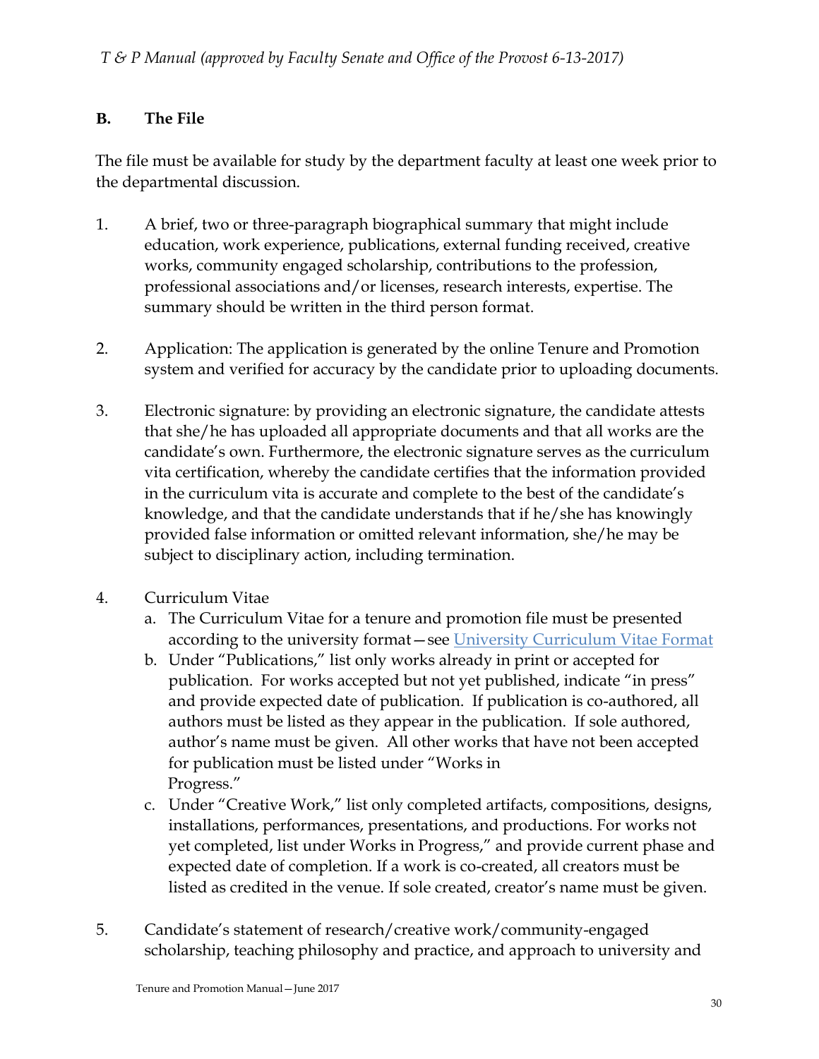## B. The File

The file must be available for study by the department faculty at least one week prior to the departmental discussion.

1. A brief, two or three-paragraph biographical summary that might include education, work experience, publications, external funding received, creative works, community engaged scholarship, contributions to the profession, professional associations and/or licenses, research interests, expertise. The summary should be written in the third person format.

2. Application: The application is generated by the online Tenure and Promotion system and verified for accuracy by the candidate prior to uploading documents.

3. Electronic signature: by providing an electronic signature, the candidate attests that she/he has uploaded all appropriate documents and that all works are the candidate's own. Furthermore, the electronic signature serves as the curriculum vita certification, whereby the candidate certifies that the information provided in the curriculum vita is accurate and complete to the best of the candidate's knowledge, and that the candidate understands that if he/she has knowingly provided false information or omitted relevant information, she/he may be subject to disciplinary action, including termination.

4. Curriculum Vitae
   a. The Curriculum Vitae for a tenure and promotion file must be presented according to the university format—see University Curriculum Vitae Format
   b. Under "Publications," list only works already in print or accepted for publication. For works accepted but not yet published, indicate "in press" and provide expected date of publication. If publication is co-authored, all authors must be listed as they appear in the publication. If sole authored, author's name must be given. All other works that have not been accepted for publication must be listed under "Works in Progress."
   c. Under "Creative Work," list only completed artifacts, compositions, designs, installations, performances, presentations, and productions. For works not yet completed, list under Works in Progress," and provide current phase and expected date of completion. If a work is co-created, all creators must be listed as credited in the venue. If sole created, creator's name must be given.

5. Candidate's statement of research/creative work/community-engaged scholarship, teaching philosophy and practice, and approach to university and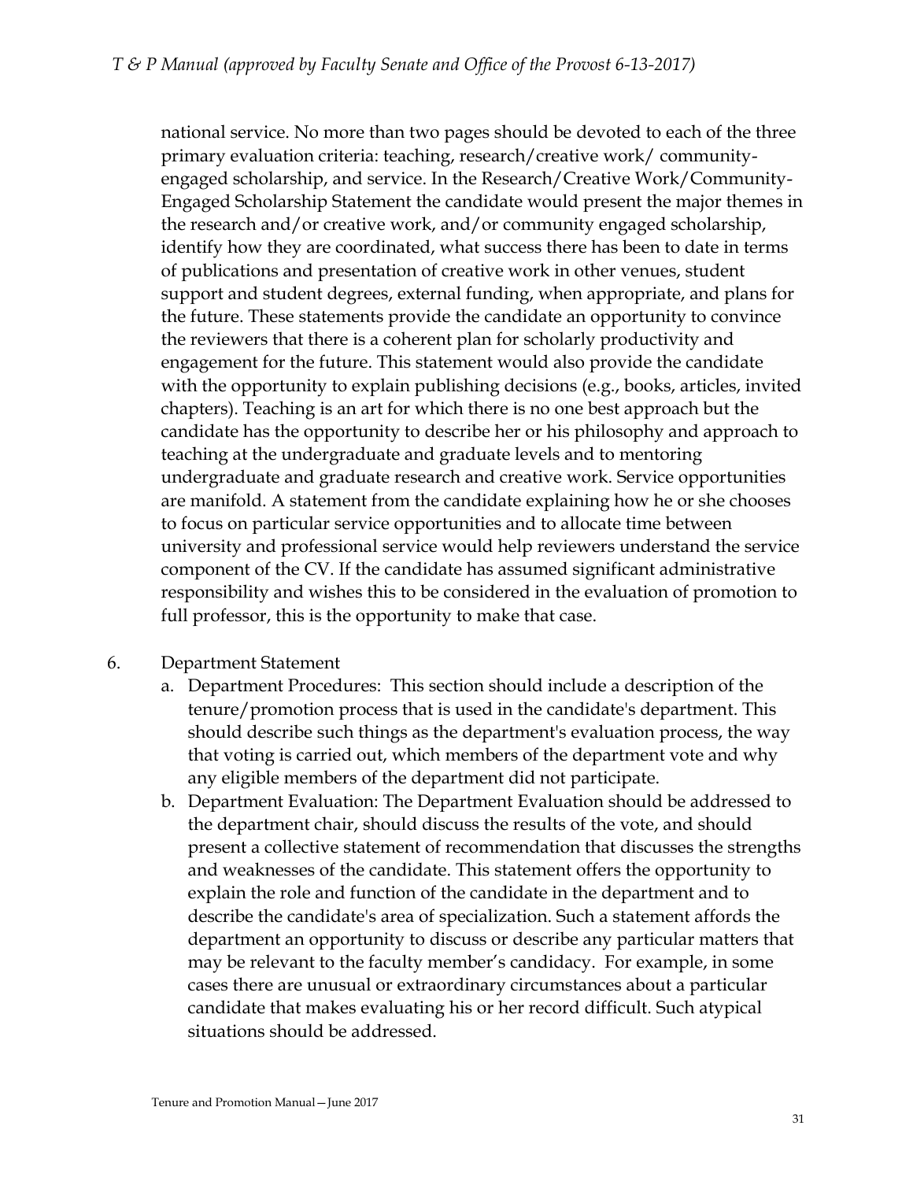national service. No more than two pages should be devoted to each of the three primary evaluation criteria: teaching, research/creative work/ community-engaged scholarship, and service. In the Research/Creative Work/Community-Engaged Scholarship Statement the candidate would present the major themes in the research and/or creative work, and/or community engaged scholarship, identify how they are coordinated, what success there has been to date in terms of publications and presentation of creative work in other venues, student support and student degrees, external funding, when appropriate, and plans for the future. These statements provide the candidate an opportunity to convince the reviewers that there is a coherent plan for scholarly productivity and engagement for the future. This statement would also provide the candidate with the opportunity to explain publishing decisions (e.g., books, articles, invited chapters). Teaching is an art for which there is no one best approach but the candidate has the opportunity to describe her or his philosophy and approach to teaching at the undergraduate and graduate levels and to mentoring undergraduate and graduate research and creative work. Service opportunities are manifold. A statement from the candidate explaining how he or she chooses to focus on particular service opportunities and to allocate time between university and professional service would help reviewers understand the service component of the CV. If the candidate has assumed significant administrative responsibility and wishes this to be considered in the evaluation of promotion to full professor, this is the opportunity to make that case.

6. Department Statement
   a. Department Procedures: This section should include a description of the tenure/promotion process that is used in the candidate's department. This should describe such things as the department's evaluation process, the way that voting is carried out, which members of the department vote and why any eligible members of the department did not participate.
   b. Department Evaluation: The Department Evaluation should be addressed to the department chair, should discuss the results of the vote, and should present a collective statement of recommendation that discusses the strengths and weaknesses of the candidate. This statement offers the opportunity to explain the role and function of the candidate in the department and to describe the candidate's area of specialization. Such a statement affords the department an opportunity to discuss or describe any particular matters that may be relevant to the faculty member's candidacy. For example, in some cases there are unusual or extraordinary circumstances about a particular candidate that makes evaluating his or her record difficult. Such atypical situations should be addressed.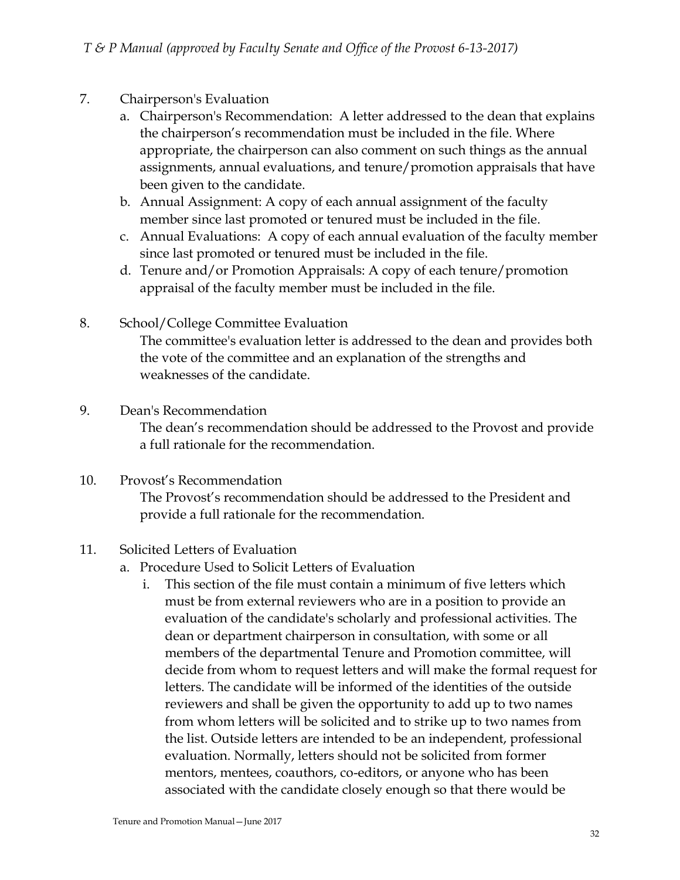7. Chairperson's Evaluation
   a. Chairperson's Recommendation: A letter addressed to the dean that explains the chairperson's recommendation must be included in the file. Where appropriate, the chairperson can also comment on such things as the annual assignments, annual evaluations, and tenure/promotion appraisals that have been given to the candidate.
   b. Annual Assignment: A copy of each annual assignment of the faculty member since last promoted or tenured must be included in the file.
   c. Annual Evaluations: A copy of each annual evaluation of the faculty member since last promoted or tenured must be included in the file.
   d. Tenure and/or Promotion Appraisals: A copy of each tenure/promotion appraisal of the faculty member must be included in the file.

8. School/College Committee Evaluation

   The committee's evaluation letter is addressed to the dean and provides both the vote of the committee and an explanation of the strengths and weaknesses of the candidate.

9. Dean's Recommendation

   The dean's recommendation should be addressed to the Provost and provide a full rationale for the recommendation.

10. Provost's Recommendation

    The Provost's recommendation should be addressed to the President and provide a full rationale for the recommendation.

11. Solicited Letters of Evaluation
    a. Procedure Used to Solicit Letters of Evaluation
       i. This section of the file must contain a minimum of five letters which must be from external reviewers who are in a position to provide an evaluation of the candidate's scholarly and professional activities. The dean or department chairperson in consultation, with some or all members of the departmental Tenure and Promotion committee, will decide from whom to request letters and will make the formal request for letters. The candidate will be informed of the identities of the outside reviewers and shall be given the opportunity to add up to two names from whom letters will be solicited and to strike up to two names from the list. Outside letters are intended to be an independent, professional evaluation. Normally, letters should not be solicited from former mentors, mentees, coauthors, co-editors, or anyone who has been associated with the candidate closely enough so that there would be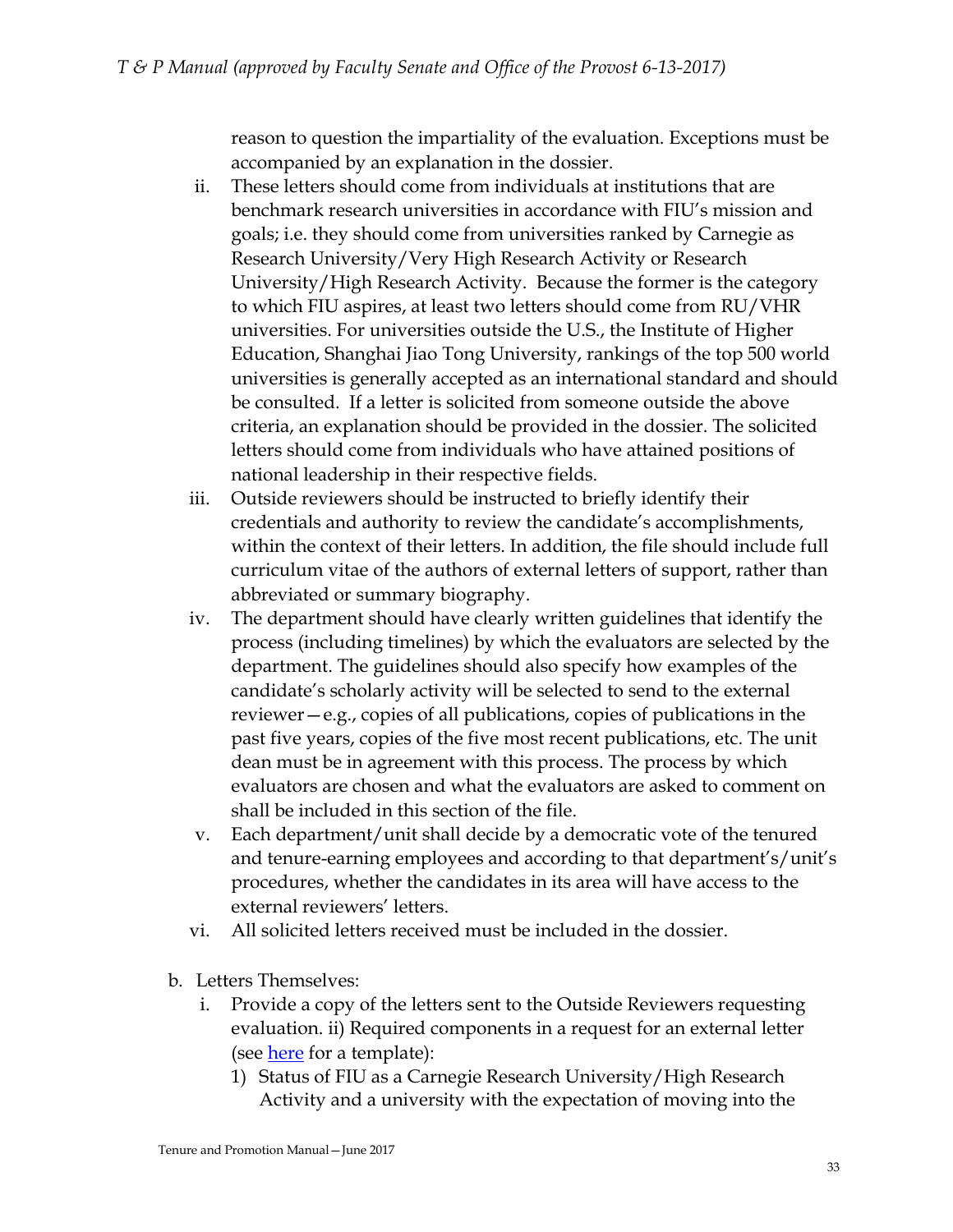reason to question the impartiality of the evaluation. Exceptions must be accompanied by an explanation in the dossier.

ii. These letters should come from individuals at institutions that are benchmark research universities in accordance with FIU's mission and goals; i.e. they should come from universities ranked by Carnegie as Research University/Very High Research Activity or Research University/High Research Activity. Because the former is the category to which FIU aspires, at least two letters should come from RU/VHR universities. For universities outside the U.S., the Institute of Higher Education, Shanghai Jiao Tong University, rankings of the top 500 world universities is generally accepted as an international standard and should be consulted. If a letter is solicited from someone outside the above criteria, an explanation should be provided in the dossier. The solicited letters should come from individuals who have attained positions of national leadership in their respective fields.

iii. Outside reviewers should be instructed to briefly identify their credentials and authority to review the candidate's accomplishments, within the context of their letters. In addition, the file should include full curriculum vitae of the authors of external letters of support, rather than abbreviated or summary biography.

iv. The department should have clearly written guidelines that identify the process (including timelines) by which the evaluators are selected by the department. The guidelines should also specify how examples of the candidate's scholarly activity will be selected to send to the external reviewer—e.g., copies of all publications, copies of publications in the past five years, copies of the five most recent publications, etc. The unit dean must be in agreement with this process. The process by which evaluators are chosen and what the evaluators are asked to comment on shall be included in this section of the file.

v. Each department/unit shall decide by a democratic vote of the tenured and tenure-earning employees and according to that department's/unit's procedures, whether the candidates in its area will have access to the external reviewers' letters.

vi. All solicited letters received must be included in the dossier.

b. Letters Themselves:

i. Provide a copy of the letters sent to the Outside Reviewers requesting evaluation. ii) Required components in a request for an external letter (see [here](#) for a template):

1) Status of FIU as a Carnegie Research University/High Research Activity and a university with the expectation of moving into the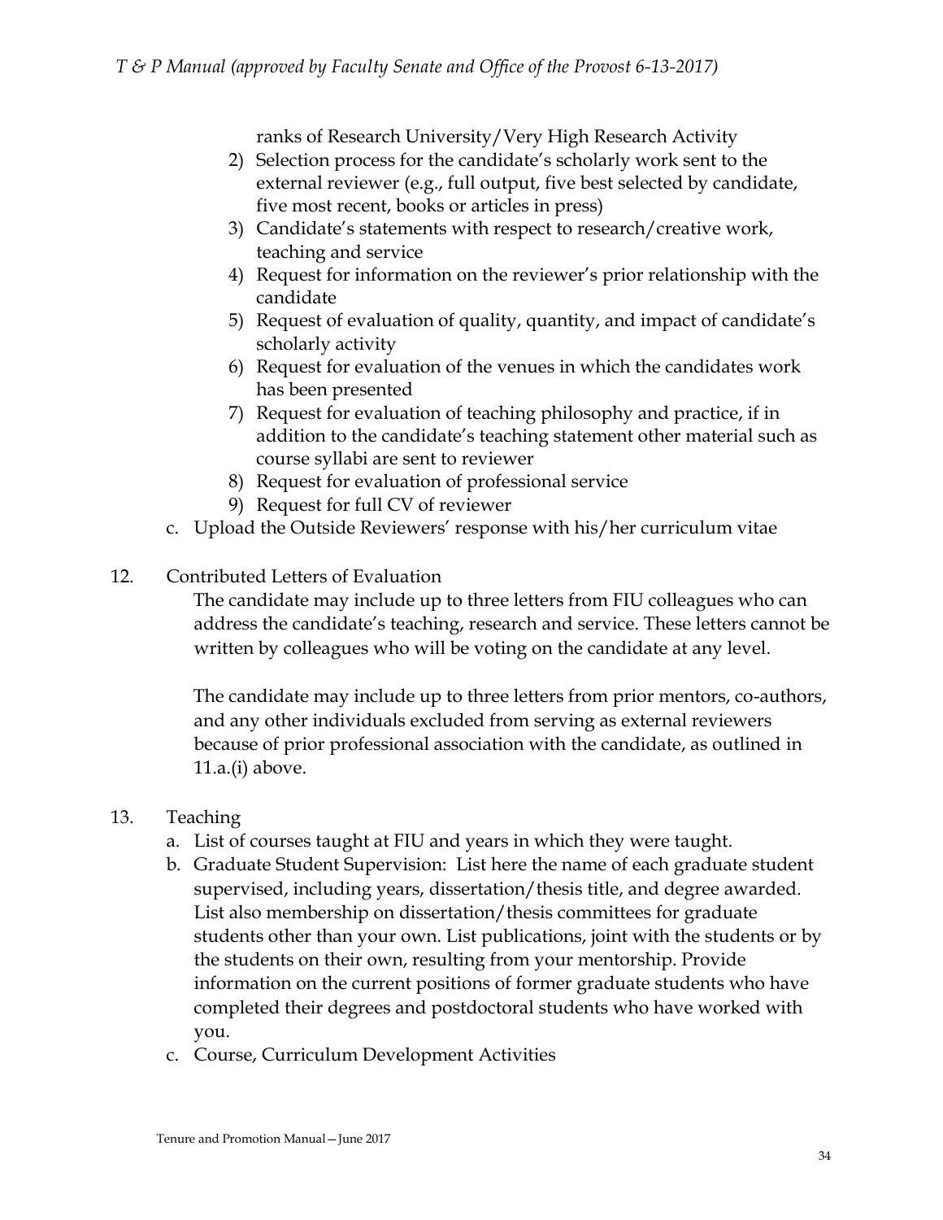ranks of Research University/Very High Research Activity

2) Selection process for the candidate's scholarly work sent to the external reviewer (e.g., full output, five best selected by candidate, five most recent, books or articles in press)
3) Candidate's statements with respect to research/creative work, teaching and service
4) Request for information on the reviewer's prior relationship with the candidate
5) Request of evaluation of quality, quantity, and impact of candidate's scholarly activity
6) Request for evaluation of the venues in which the candidates work has been presented
7) Request for evaluation of teaching philosophy and practice, if in addition to the candidate's teaching statement other material such as course syllabi are sent to reviewer
8) Request for evaluation of professional service
9) Request for full CV of reviewer

c. Upload the Outside Reviewers' response with his/her curriculum vitae

12. Contributed Letters of Evaluation

The candidate may include up to three letters from FIU colleagues who can address the candidate's teaching, research and service. These letters cannot be written by colleagues who will be voting on the candidate at any level.

The candidate may include up to three letters from prior mentors, co-authors, and any other individuals excluded from serving as external reviewers because of prior professional association with the candidate, as outlined in 11.a.(i) above.

13. Teaching

a. List of courses taught at FIU and years in which they were taught.
b. Graduate Student Supervision: List here the name of each graduate student supervised, including years, dissertation/thesis title, and degree awarded. List also membership on dissertation/thesis committees for graduate students other than your own. List publications, joint with the students or by the students on their own, resulting from your mentorship. Provide information on the current positions of former graduate students who have completed their degrees and postdoctoral students who have worked with you.
c. Course, Curriculum Development Activities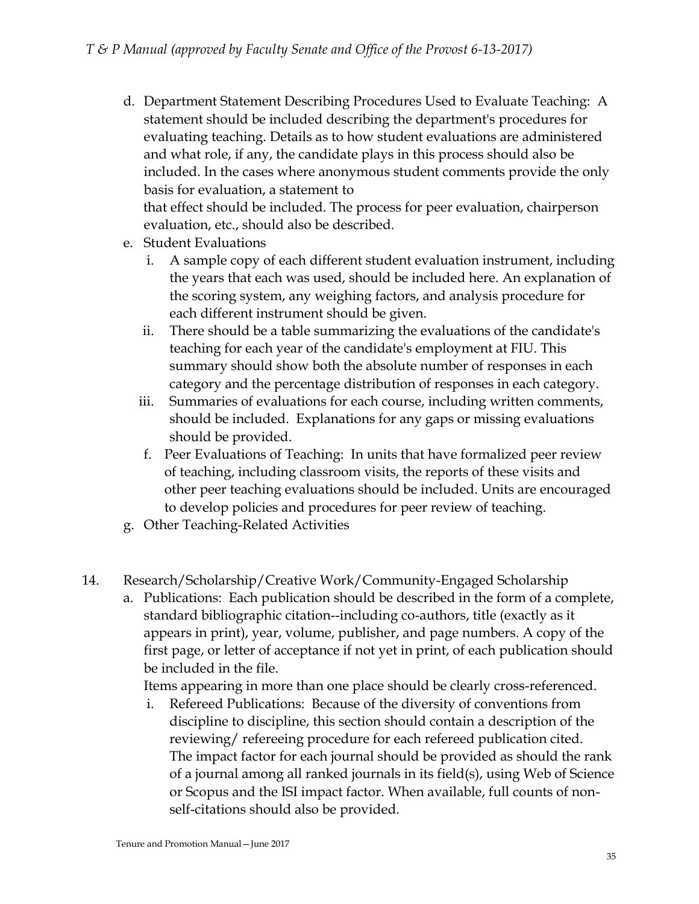d. Department Statement Describing Procedures Used to Evaluate Teaching: A statement should be included describing the department's procedures for evaluating teaching. Details as to how student evaluations are administered and what role, if any, the candidate plays in this process should also be included. In the cases where anonymous student comments provide the only basis for evaluation, a statement to
that effect should be included. The process for peer evaluation, chairperson evaluation, etc., should also be described.

e. Student Evaluations
   i. A sample copy of each different student evaluation instrument, including the years that each was used, should be included here. An explanation of the scoring system, any weighing factors, and analysis procedure for each different instrument should be given.
   ii. There should be a table summarizing the evaluations of the candidate's teaching for each year of the candidate's employment at FIU. This summary should show both the absolute number of responses in each category and the percentage distribution of responses in each category.
   iii. Summaries of evaluations for each course, including written comments, should be included. Explanations for any gaps or missing evaluations should be provided.

f. Peer Evaluations of Teaching: In units that have formalized peer review of teaching, including classroom visits, the reports of these visits and other peer teaching evaluations should be included. Units are encouraged to develop policies and procedures for peer review of teaching.

g. Other Teaching-Related Activities

14. Research/Scholarship/Creative Work/Community-Engaged Scholarship

a. Publications: Each publication should be described in the form of a complete, standard bibliographic citation--including co-authors, title (exactly as it appears in print), year, volume, publisher, and page numbers. A copy of the first page, or letter of acceptance if not yet in print, of each publication should be included in the file.
Items appearing in more than one place should be clearly cross-referenced.
   i. Refereed Publications: Because of the diversity of conventions from discipline to discipline, this section should contain a description of the reviewing/ refereeing procedure for each refereed publication cited. The impact factor for each journal should be provided as should the rank of a journal among all ranked journals in its field(s), using Web of Science or Scopus and the ISI impact factor. When available, full counts of non-self-citations should also be provided.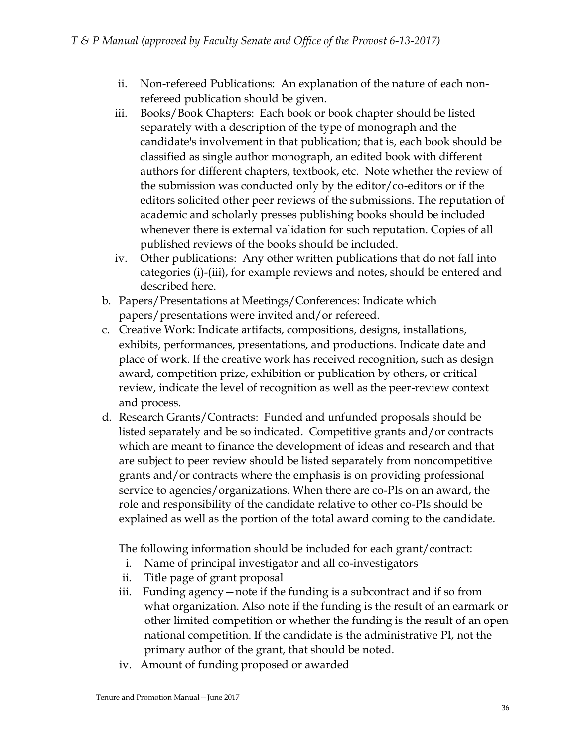ii. Non-refereed Publications: An explanation of the nature of each non-refereed publication should be given.
   iii. Books/Book Chapters: Each book or book chapter should be listed separately with a description of the type of monograph and the candidate's involvement in that publication; that is, each book should be classified as single author monograph, an edited book with different authors for different chapters, textbook, etc. Note whether the review of the submission was conducted only by the editor/co-editors or if the editors solicited other peer reviews of the submissions. The reputation of academic and scholarly presses publishing books should be included whenever there is external validation for such reputation. Copies of all published reviews of the books should be included.
   iv. Other publications: Any other written publications that do not fall into categories (i)-(iii), for example reviews and notes, should be entered and described here.

b. Papers/Presentations at Meetings/Conferences: Indicate which papers/presentations were invited and/or refereed.

c. Creative Work: Indicate artifacts, compositions, designs, installations, exhibits, performances, presentations, and productions. Indicate date and place of work. If the creative work has received recognition, such as design award, competition prize, exhibition or publication by others, or critical review, indicate the level of recognition as well as the peer-review context and process.

d. Research Grants/Contracts: Funded and unfunded proposals should be listed separately and be so indicated. Competitive grants and/or contracts which are meant to finance the development of ideas and research and that are subject to peer review should be listed separately from noncompetitive grants and/or contracts where the emphasis is on providing professional service to agencies/organizations. When there are co-PIs on an award, the role and responsibility of the candidate relative to other co-PIs should be explained as well as the portion of the total award coming to the candidate.

   The following information should be included for each grant/contract:

   i. Name of principal investigator and all co-investigators
   ii. Title page of grant proposal
   iii. Funding agency—note if the funding is a subcontract and if so from what organization. Also note if the funding is the result of an earmark or other limited competition or whether the funding is the result of an open national competition. If the candidate is the administrative PI, not the primary author of the grant, that should be noted.
   iv. Amount of funding proposed or awarded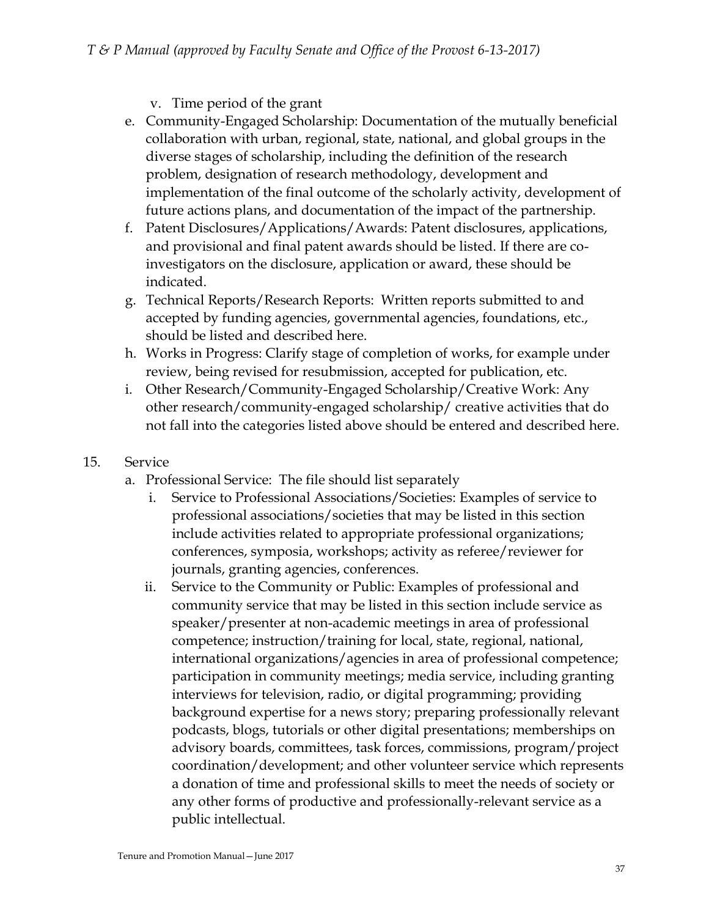v. Time period of the grant

e. Community-Engaged Scholarship: Documentation of the mutually beneficial collaboration with urban, regional, state, national, and global groups in the diverse stages of scholarship, including the definition of the research problem, designation of research methodology, development and implementation of the final outcome of the scholarly activity, development of future actions plans, and documentation of the impact of the partnership.

f. Patent Disclosures/Applications/Awards: Patent disclosures, applications, and provisional and final patent awards should be listed. If there are co-investigators on the disclosure, application or award, these should be indicated.

g. Technical Reports/Research Reports: Written reports submitted to and accepted by funding agencies, governmental agencies, foundations, etc., should be listed and described here.

h. Works in Progress: Clarify stage of completion of works, for example under review, being revised for resubmission, accepted for publication, etc.

i. Other Research/Community-Engaged Scholarship/Creative Work: Any other research/community-engaged scholarship/ creative activities that do not fall into the categories listed above should be entered and described here.

15. Service

a. Professional Service: The file should list separately

i. Service to Professional Associations/Societies: Examples of service to professional associations/societies that may be listed in this section include activities related to appropriate professional organizations; conferences, symposia, workshops; activity as referee/reviewer for journals, granting agencies, conferences.

ii. Service to the Community or Public: Examples of professional and community service that may be listed in this section include service as speaker/presenter at non-academic meetings in area of professional competence; instruction/training for local, state, regional, national, international organizations/agencies in area of professional competence; participation in community meetings; media service, including granting interviews for television, radio, or digital programming; providing background expertise for a news story; preparing professionally relevant podcasts, blogs, tutorials or other digital presentations; memberships on advisory boards, committees, task forces, commissions, program/project coordination/development; and other volunteer service which represents a donation of time and professional skills to meet the needs of society or any other forms of productive and professionally-relevant service as a public intellectual.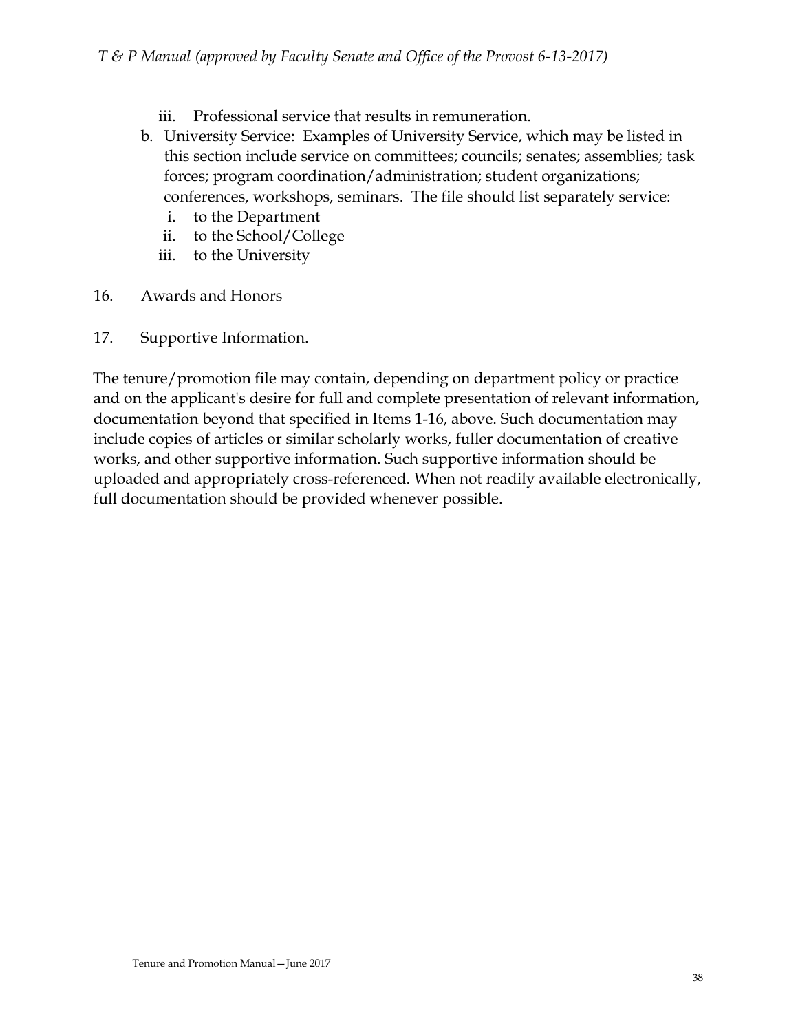iii. Professional service that results in remuneration.

b. University Service: Examples of University Service, which may be listed in this section include service on committees; councils; senates; assemblies; task forces; program coordination/administration; student organizations; conferences, workshops, seminars. The file should list separately service:
   i. to the Department
   ii. to the School/College
   iii. to the University

16. Awards and Honors

17. Supportive Information.

The tenure/promotion file may contain, depending on department policy or practice and on the applicant's desire for full and complete presentation of relevant information, documentation beyond that specified in Items 1-16, above. Such documentation may include copies of articles or similar scholarly works, fuller documentation of creative works, and other supportive information. Such supportive information should be uploaded and appropriately cross-referenced. When not readily available electronically, full documentation should be provided whenever possible.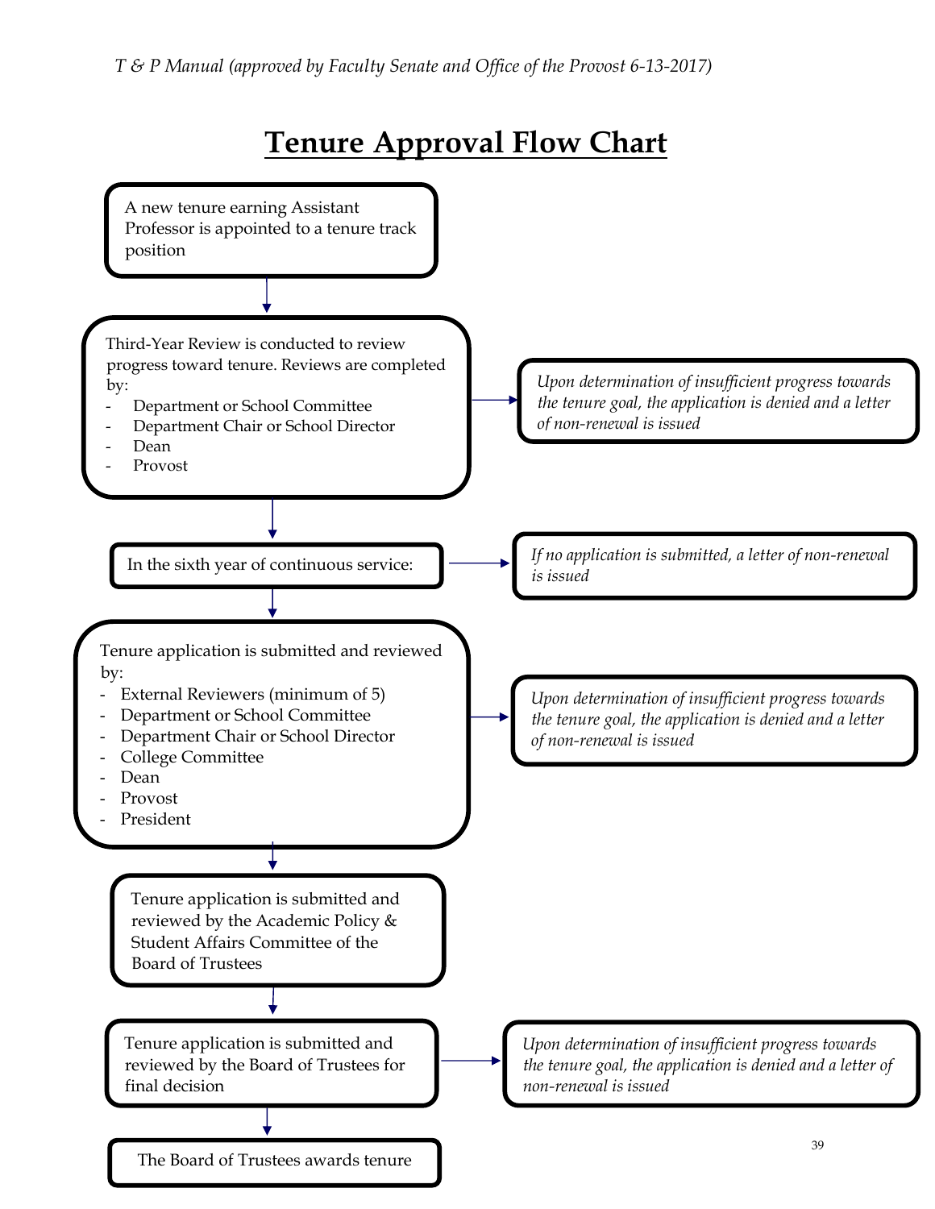# Tenure Approval Flow Chart

A new tenure earning Assistant Professor is appointed to a tenure track position

Third-Year Review is conducted to review progress toward tenure. Reviews are completed by:

- Department or School Committee
- Department Chair or School Director
- Dean
- Provost

*Upon determination of insufficient progress towards the tenure goal, the application is denied and a letter of non-renewal is issued*

In the sixth year of continuous service:

*If no application is submitted, a letter of non-renewal is issued*

Tenure application is submitted and reviewed by:

- External Reviewers (minimum of 5)
- Department or School Committee
- Department Chair or School Director
- College Committee
- Dean
- Provost
- President

*Upon determination of insufficient progress towards the tenure goal, the application is denied and a letter of non-renewal is issued*

Tenure application is submitted and reviewed by the Academic Policy & Student Affairs Committee of the Board of Trustees

Tenure application is submitted and reviewed by the Board of Trustees for final decision

*Upon determination of insufficient progress towards the tenure goal, the application is denied and a letter of non-renewal is issued*

The Board of Trustees awards tenure